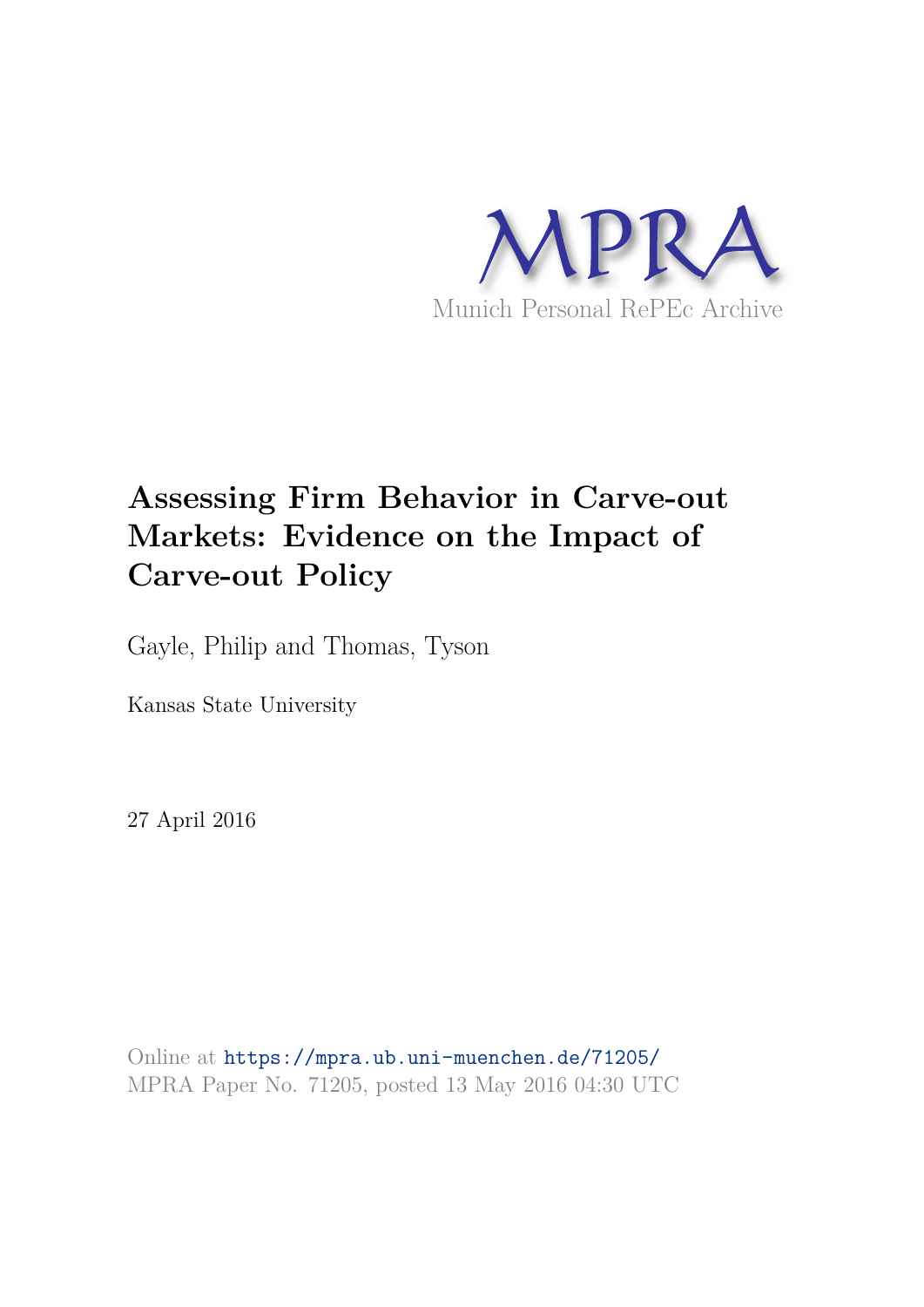MPRA

Munich Personal RePEc Archive

# Assessing Firm Behavior in Carve-out Markets: Evidence on the Impact of Carve-out Policy

Gayle, Philip and Thomas, Tyson

Kansas State University

27 April 2016

Online at https://mpra.ub.uni-muenchen.de/71205/
MPRA Paper No. 71205, posted 13 May 2016 04:30 UTC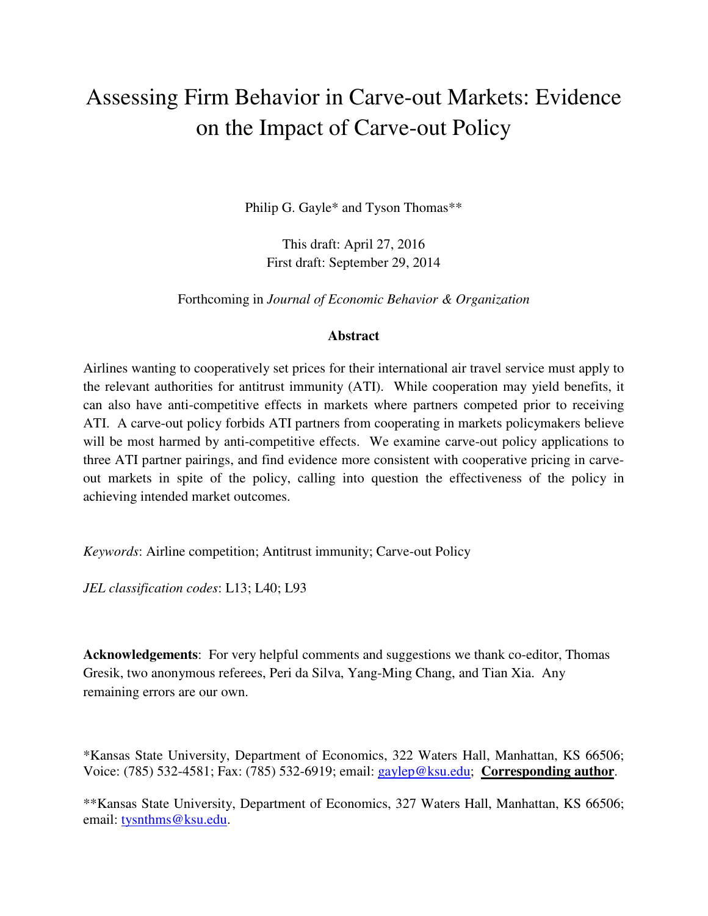# Assessing Firm Behavior in Carve-out Markets: Evidence on the Impact of Carve-out Policy

Philip G. Gayle* and Tyson Thomas**

This draft: April 27, 2016
First draft: September 29, 2014

Forthcoming in *Journal of Economic Behavior & Organization*

### Abstract

Airlines wanting to cooperatively set prices for their international air travel service must apply to the relevant authorities for antitrust immunity (ATI). While cooperation may yield benefits, it can also have anti-competitive effects in markets where partners competed prior to receiving ATI. A carve-out policy forbids ATI partners from cooperating in markets policymakers believe will be most harmed by anti-competitive effects. We examine carve-out policy applications to three ATI partner pairings, and find evidence more consistent with cooperative pricing in carve-out markets in spite of the policy, calling into question the effectiveness of the policy in achieving intended market outcomes.

*Keywords*: Airline competition; Antitrust immunity; Carve-out Policy

*JEL classification codes*: L13; L40; L93

**Acknowledgements**: For very helpful comments and suggestions we thank co-editor, Thomas Gresik, two anonymous referees, Peri da Silva, Yang-Ming Chang, and Tian Xia. Any remaining errors are our own.

*Kansas State University, Department of Economics, 322 Waters Hall, Manhattan, KS 66506; Voice: (785) 532-4581; Fax: (785) 532-6919; email: gaylep@ksu.edu; **Corresponding author**.

**Kansas State University, Department of Economics, 327 Waters Hall, Manhattan, KS 66506; email: tysnthms@ksu.edu.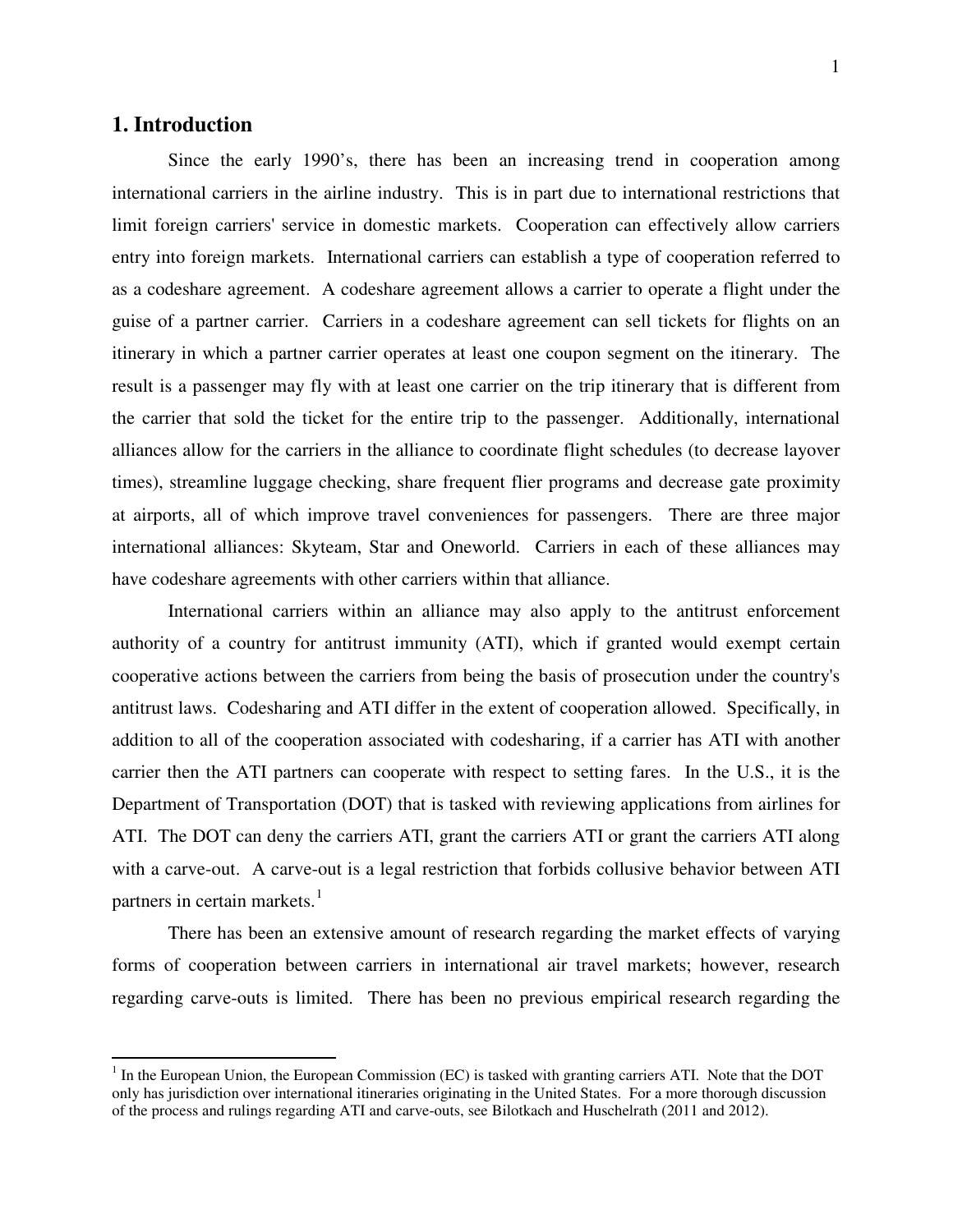## 1. Introduction

Since the early 1990's, there has been an increasing trend in cooperation among international carriers in the airline industry. This is in part due to international restrictions that limit foreign carriers' service in domestic markets. Cooperation can effectively allow carriers entry into foreign markets. International carriers can establish a type of cooperation referred to as a codeshare agreement. A codeshare agreement allows a carrier to operate a flight under the guise of a partner carrier. Carriers in a codeshare agreement can sell tickets for flights on an itinerary in which a partner carrier operates at least one coupon segment on the itinerary. The result is a passenger may fly with at least one carrier on the trip itinerary that is different from the carrier that sold the ticket for the entire trip to the passenger. Additionally, international alliances allow for the carriers in the alliance to coordinate flight schedules (to decrease layover times), streamline luggage checking, share frequent flier programs and decrease gate proximity at airports, all of which improve travel conveniences for passengers. There are three major international alliances: Skyteam, Star and Oneworld. Carriers in each of these alliances may have codeshare agreements with other carriers within that alliance.

International carriers within an alliance may also apply to the antitrust enforcement authority of a country for antitrust immunity (ATI), which if granted would exempt certain cooperative actions between the carriers from being the basis of prosecution under the country's antitrust laws. Codesharing and ATI differ in the extent of cooperation allowed. Specifically, in addition to all of the cooperation associated with codesharing, if a carrier has ATI with another carrier then the ATI partners can cooperate with respect to setting fares. In the U.S., it is the Department of Transportation (DOT) that is tasked with reviewing applications from airlines for ATI. The DOT can deny the carriers ATI, grant the carriers ATI or grant the carriers ATI along with a carve-out. A carve-out is a legal restriction that forbids collusive behavior between ATI partners in certain markets.[1]

There has been an extensive amount of research regarding the market effects of varying forms of cooperation between carriers in international air travel markets; however, research regarding carve-outs is limited. There has been no previous empirical research regarding the

[1] In the European Union, the European Commission (EC) is tasked with granting carriers ATI. Note that the DOT only has jurisdiction over international itineraries originating in the United States. For a more thorough discussion of the process and rulings regarding ATI and carve-outs, see Bilotkach and Huschelrath (2011 and 2012).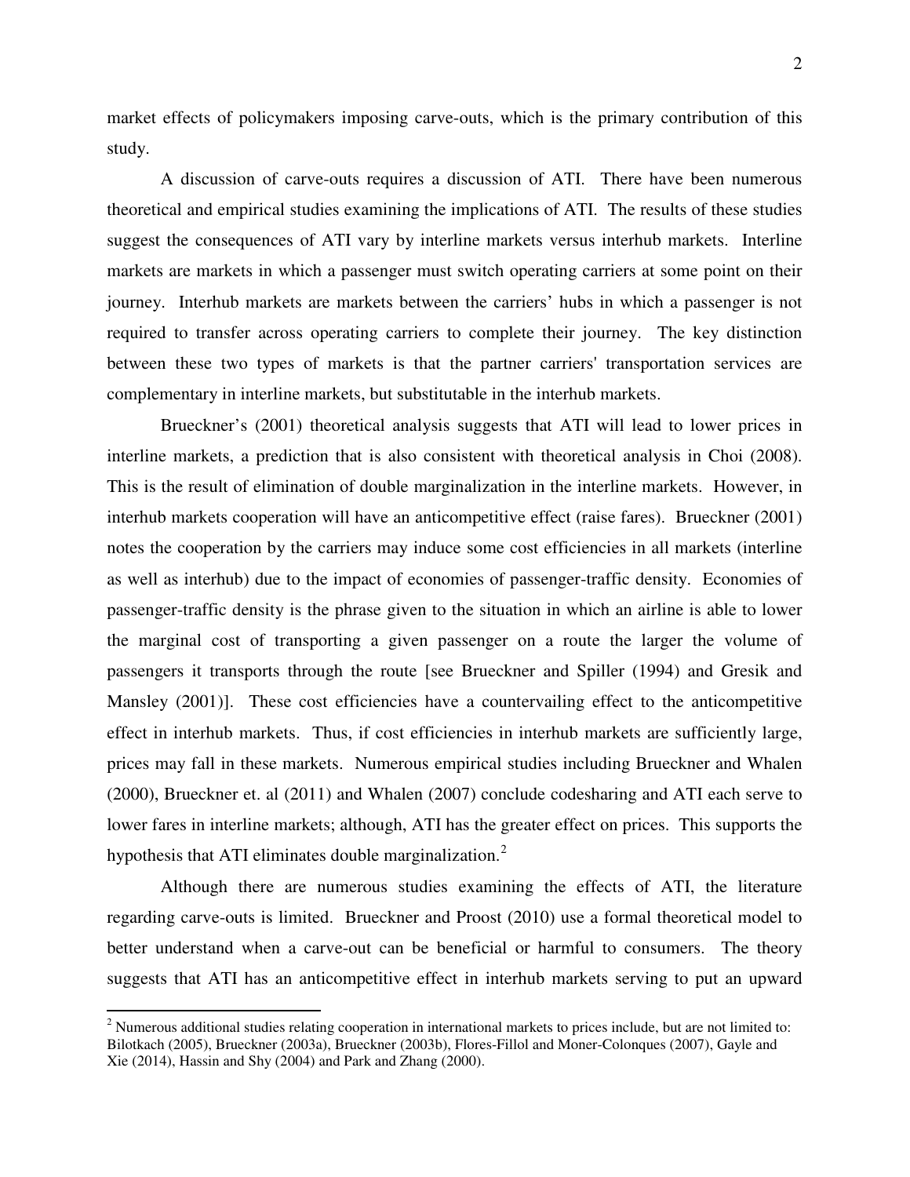market effects of policymakers imposing carve-outs, which is the primary contribution of this study.

A discussion of carve-outs requires a discussion of ATI. There have been numerous theoretical and empirical studies examining the implications of ATI. The results of these studies suggest the consequences of ATI vary by interline markets versus interhub markets. Interline markets are markets in which a passenger must switch operating carriers at some point on their journey. Interhub markets are markets between the carriers' hubs in which a passenger is not required to transfer across operating carriers to complete their journey. The key distinction between these two types of markets is that the partner carriers' transportation services are complementary in interline markets, but substitutable in the interhub markets.

Brueckner's (2001) theoretical analysis suggests that ATI will lead to lower prices in interline markets, a prediction that is also consistent with theoretical analysis in Choi (2008). This is the result of elimination of double marginalization in the interline markets. However, in interhub markets cooperation will have an anticompetitive effect (raise fares). Brueckner (2001) notes the cooperation by the carriers may induce some cost efficiencies in all markets (interline as well as interhub) due to the impact of economies of passenger-traffic density. Economies of passenger-traffic density is the phrase given to the situation in which an airline is able to lower the marginal cost of transporting a given passenger on a route the larger the volume of passengers it transports through the route [see Brueckner and Spiller (1994) and Gresik and Mansley (2001)]. These cost efficiencies have a countervailing effect to the anticompetitive effect in interhub markets. Thus, if cost efficiencies in interhub markets are sufficiently large, prices may fall in these markets. Numerous empirical studies including Brueckner and Whalen (2000), Brueckner et. al (2011) and Whalen (2007) conclude codesharing and ATI each serve to lower fares in interline markets; although, ATI has the greater effect on prices. This supports the hypothesis that ATI eliminates double marginalization.[2]

Although there are numerous studies examining the effects of ATI, the literature regarding carve-outs is limited. Brueckner and Proost (2010) use a formal theoretical model to better understand when a carve-out can be beneficial or harmful to consumers. The theory suggests that ATI has an anticompetitive effect in interhub markets serving to put an upward

[2] Numerous additional studies relating cooperation in international markets to prices include, but are not limited to: Bilotkach (2005), Brueckner (2003a), Brueckner (2003b), Flores-Fillol and Moner-Colonques (2007), Gayle and Xie (2014), Hassin and Shy (2004) and Park and Zhang (2000).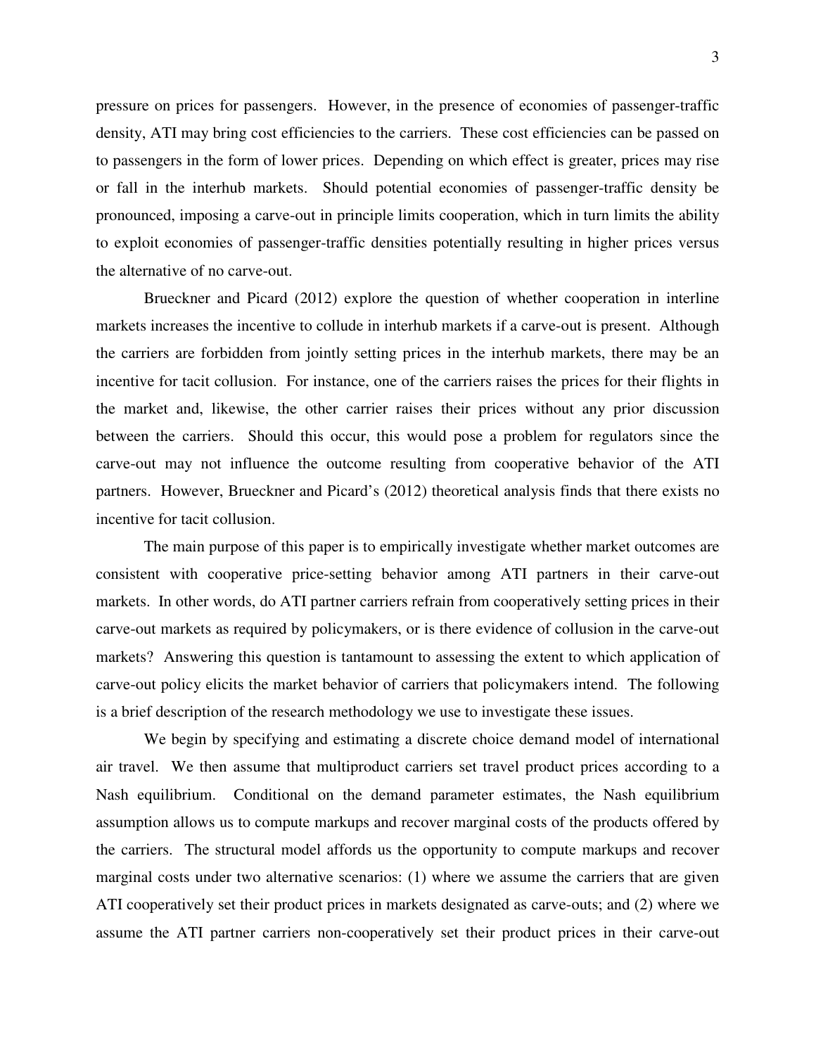pressure on prices for passengers. However, in the presence of economies of passenger-traffic density, ATI may bring cost efficiencies to the carriers. These cost efficiencies can be passed on to passengers in the form of lower prices. Depending on which effect is greater, prices may rise or fall in the interhub markets. Should potential economies of passenger-traffic density be pronounced, imposing a carve-out in principle limits cooperation, which in turn limits the ability to exploit economies of passenger-traffic densities potentially resulting in higher prices versus the alternative of no carve-out.

Brueckner and Picard (2012) explore the question of whether cooperation in interline markets increases the incentive to collude in interhub markets if a carve-out is present. Although the carriers are forbidden from jointly setting prices in the interhub markets, there may be an incentive for tacit collusion. For instance, one of the carriers raises the prices for their flights in the market and, likewise, the other carrier raises their prices without any prior discussion between the carriers. Should this occur, this would pose a problem for regulators since the carve-out may not influence the outcome resulting from cooperative behavior of the ATI partners. However, Brueckner and Picard's (2012) theoretical analysis finds that there exists no incentive for tacit collusion.

The main purpose of this paper is to empirically investigate whether market outcomes are consistent with cooperative price-setting behavior among ATI partners in their carve-out markets. In other words, do ATI partner carriers refrain from cooperatively setting prices in their carve-out markets as required by policymakers, or is there evidence of collusion in the carve-out markets? Answering this question is tantamount to assessing the extent to which application of carve-out policy elicits the market behavior of carriers that policymakers intend. The following is a brief description of the research methodology we use to investigate these issues.

We begin by specifying and estimating a discrete choice demand model of international air travel. We then assume that multiproduct carriers set travel product prices according to a Nash equilibrium. Conditional on the demand parameter estimates, the Nash equilibrium assumption allows us to compute markups and recover marginal costs of the products offered by the carriers. The structural model affords us the opportunity to compute markups and recover marginal costs under two alternative scenarios: (1) where we assume the carriers that are given ATI cooperatively set their product prices in markets designated as carve-outs; and (2) where we assume the ATI partner carriers non-cooperatively set their product prices in their carve-out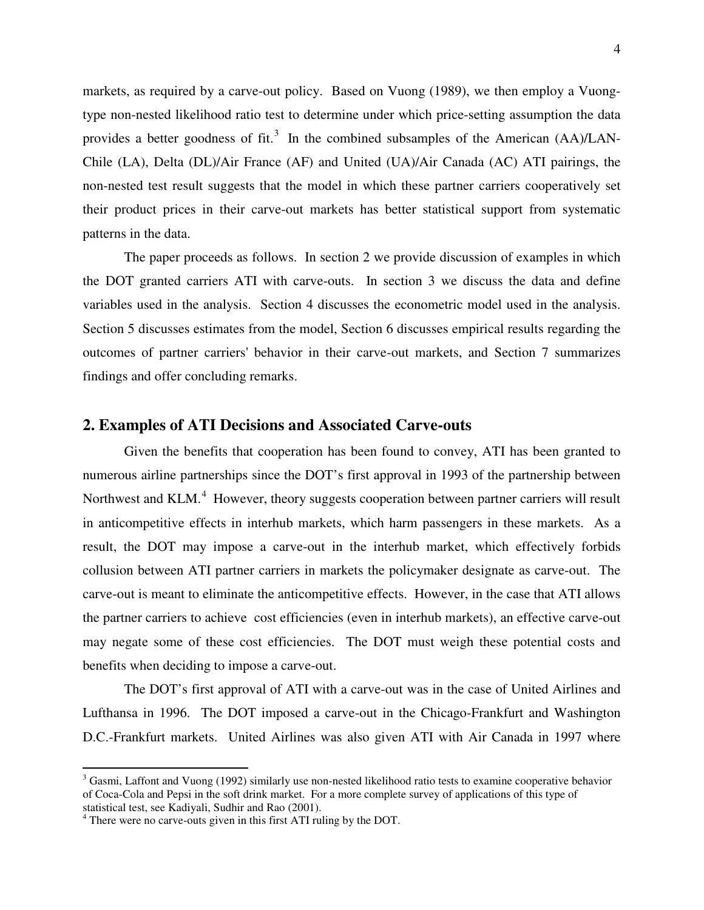markets, as required by a carve-out policy. Based on Vuong (1989), we then employ a Vuong-type non-nested likelihood ratio test to determine under which price-setting assumption the data provides a better goodness of fit.[3] In the combined subsamples of the American (AA)/LAN-Chile (LA), Delta (DL)/Air France (AF) and United (UA)/Air Canada (AC) ATI pairings, the non-nested test result suggests that the model in which these partner carriers cooperatively set their product prices in their carve-out markets has better statistical support from systematic patterns in the data.

The paper proceeds as follows. In section 2 we provide discussion of examples in which the DOT granted carriers ATI with carve-outs. In section 3 we discuss the data and define variables used in the analysis. Section 4 discusses the econometric model used in the analysis. Section 5 discusses estimates from the model, Section 6 discusses empirical results regarding the outcomes of partner carriers' behavior in their carve-out markets, and Section 7 summarizes findings and offer concluding remarks.

## 2. Examples of ATI Decisions and Associated Carve-outs

Given the benefits that cooperation has been found to convey, ATI has been granted to numerous airline partnerships since the DOT's first approval in 1993 of the partnership between Northwest and KLM.[4] However, theory suggests cooperation between partner carriers will result in anticompetitive effects in interhub markets, which harm passengers in these markets. As a result, the DOT may impose a carve-out in the interhub market, which effectively forbids collusion between ATI partner carriers in markets the policymaker designate as carve-out. The carve-out is meant to eliminate the anticompetitive effects. However, in the case that ATI allows the partner carriers to achieve cost efficiencies (even in interhub markets), an effective carve-out may negate some of these cost efficiencies. The DOT must weigh these potential costs and benefits when deciding to impose a carve-out.

The DOT's first approval of ATI with a carve-out was in the case of United Airlines and Lufthansa in 1996. The DOT imposed a carve-out in the Chicago-Frankfurt and Washington D.C.-Frankfurt markets. United Airlines was also given ATI with Air Canada in 1997 where

---

[3] Gasmi, Laffont and Vuong (1992) similarly use non-nested likelihood ratio tests to examine cooperative behavior of Coca-Cola and Pepsi in the soft drink market. For a more complete survey of applications of this type of statistical test, see Kadiyali, Sudhir and Rao (2001).

[4] There were no carve-outs given in this first ATI ruling by the DOT.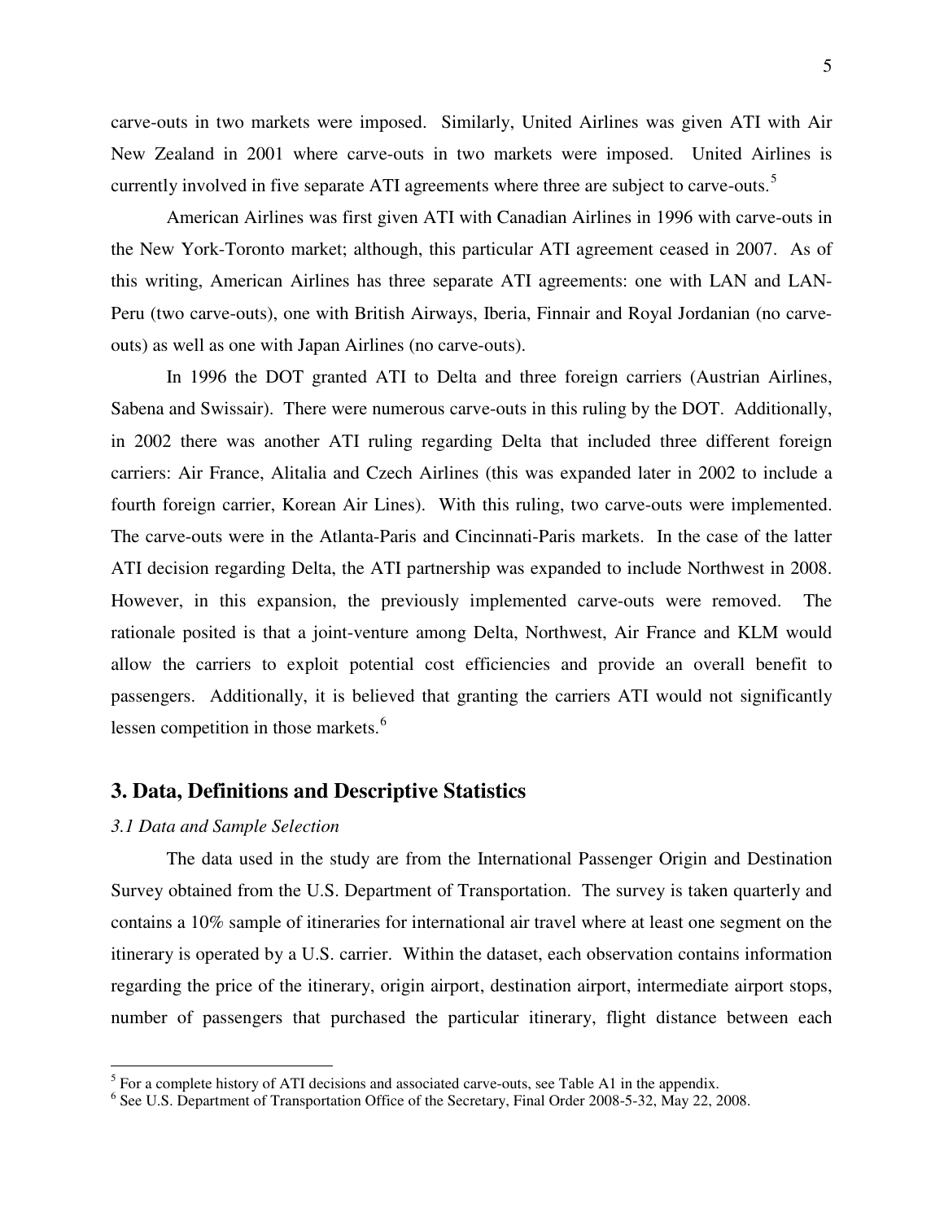carve-outs in two markets were imposed. Similarly, United Airlines was given ATI with Air New Zealand in 2001 where carve-outs in two markets were imposed. United Airlines is currently involved in five separate ATI agreements where three are subject to carve-outs.[5]

American Airlines was first given ATI with Canadian Airlines in 1996 with carve-outs in the New York-Toronto market; although, this particular ATI agreement ceased in 2007. As of this writing, American Airlines has three separate ATI agreements: one with LAN and LAN-Peru (two carve-outs), one with British Airways, Iberia, Finnair and Royal Jordanian (no carve-outs) as well as one with Japan Airlines (no carve-outs).

In 1996 the DOT granted ATI to Delta and three foreign carriers (Austrian Airlines, Sabena and Swissair). There were numerous carve-outs in this ruling by the DOT. Additionally, in 2002 there was another ATI ruling regarding Delta that included three different foreign carriers: Air France, Alitalia and Czech Airlines (this was expanded later in 2002 to include a fourth foreign carrier, Korean Air Lines). With this ruling, two carve-outs were implemented. The carve-outs were in the Atlanta-Paris and Cincinnati-Paris markets. In the case of the latter ATI decision regarding Delta, the ATI partnership was expanded to include Northwest in 2008. However, in this expansion, the previously implemented carve-outs were removed. The rationale posited is that a joint-venture among Delta, Northwest, Air France and KLM would allow the carriers to exploit potential cost efficiencies and provide an overall benefit to passengers. Additionally, it is believed that granting the carriers ATI would not significantly lessen competition in those markets.[6]

## 3. Data, Definitions and Descriptive Statistics

### *3.1 Data and Sample Selection*

The data used in the study are from the International Passenger Origin and Destination Survey obtained from the U.S. Department of Transportation. The survey is taken quarterly and contains a 10% sample of itineraries for international air travel where at least one segment on the itinerary is operated by a U.S. carrier. Within the dataset, each observation contains information regarding the price of the itinerary, origin airport, destination airport, intermediate airport stops, number of passengers that purchased the particular itinerary, flight distance between each

[5] For a complete history of ATI decisions and associated carve-outs, see Table A1 in the appendix.

[6] See U.S. Department of Transportation Office of the Secretary, Final Order 2008-5-32, May 22, 2008.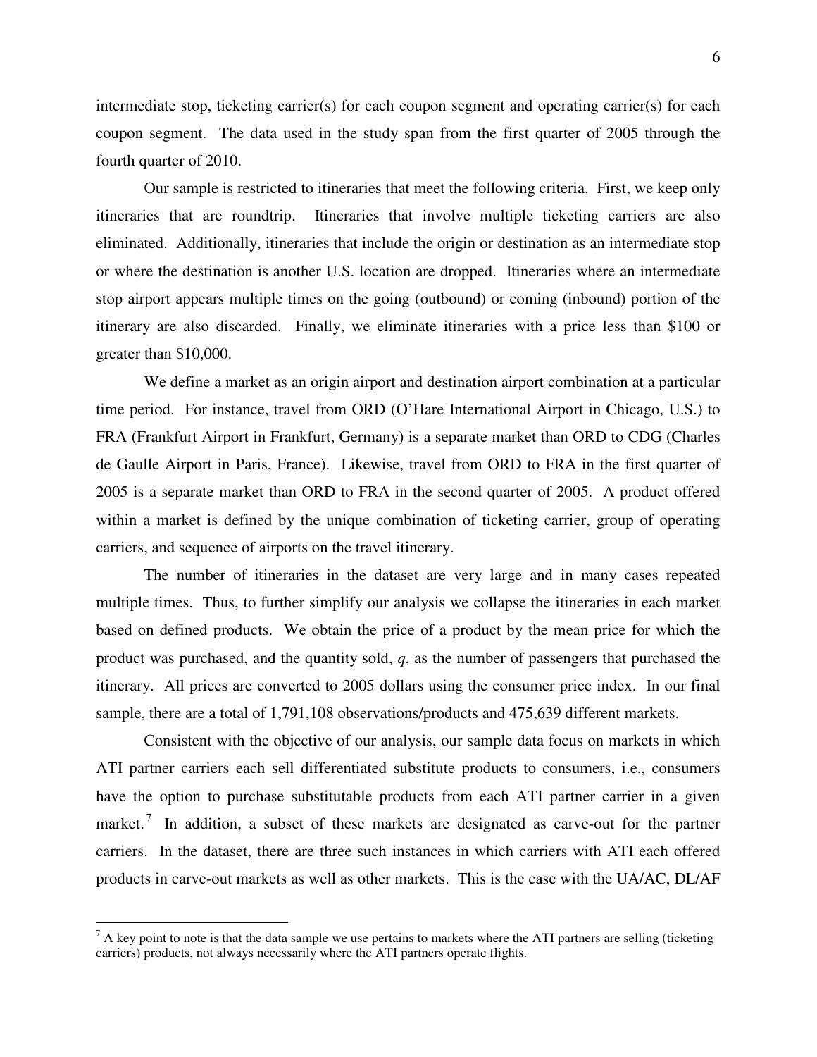intermediate stop, ticketing carrier(s) for each coupon segment and operating carrier(s) for each coupon segment. The data used in the study span from the first quarter of 2005 through the fourth quarter of 2010.

Our sample is restricted to itineraries that meet the following criteria. First, we keep only itineraries that are roundtrip. Itineraries that involve multiple ticketing carriers are also eliminated. Additionally, itineraries that include the origin or destination as an intermediate stop or where the destination is another U.S. location are dropped. Itineraries where an intermediate stop airport appears multiple times on the going (outbound) or coming (inbound) portion of the itinerary are also discarded. Finally, we eliminate itineraries with a price less than \$100 or greater than \$10,000.

We define a market as an origin airport and destination airport combination at a particular time period. For instance, travel from ORD (O'Hare International Airport in Chicago, U.S.) to FRA (Frankfurt Airport in Frankfurt, Germany) is a separate market than ORD to CDG (Charles de Gaulle Airport in Paris, France). Likewise, travel from ORD to FRA in the first quarter of 2005 is a separate market than ORD to FRA in the second quarter of 2005. A product offered within a market is defined by the unique combination of ticketing carrier, group of operating carriers, and sequence of airports on the travel itinerary.

The number of itineraries in the dataset are very large and in many cases repeated multiple times. Thus, to further simplify our analysis we collapse the itineraries in each market based on defined products. We obtain the price of a product by the mean price for which the product was purchased, and the quantity sold, $q$, as the number of passengers that purchased the itinerary. All prices are converted to 2005 dollars using the consumer price index. In our final sample, there are a total of 1,791,108 observations/products and 475,639 different markets.

Consistent with the objective of our analysis, our sample data focus on markets in which ATI partner carriers each sell differentiated substitute products to consumers, i.e., consumers have the option to purchase substitutable products from each ATI partner carrier in a given market.[7] In addition, a subset of these markets are designated as carve-out for the partner carriers. In the dataset, there are three such instances in which carriers with ATI each offered products in carve-out markets as well as other markets. This is the case with the UA/AC, DL/AF

[7] A key point to note is that the data sample we use pertains to markets where the ATI partners are selling (ticketing carriers) products, not always necessarily where the ATI partners operate flights.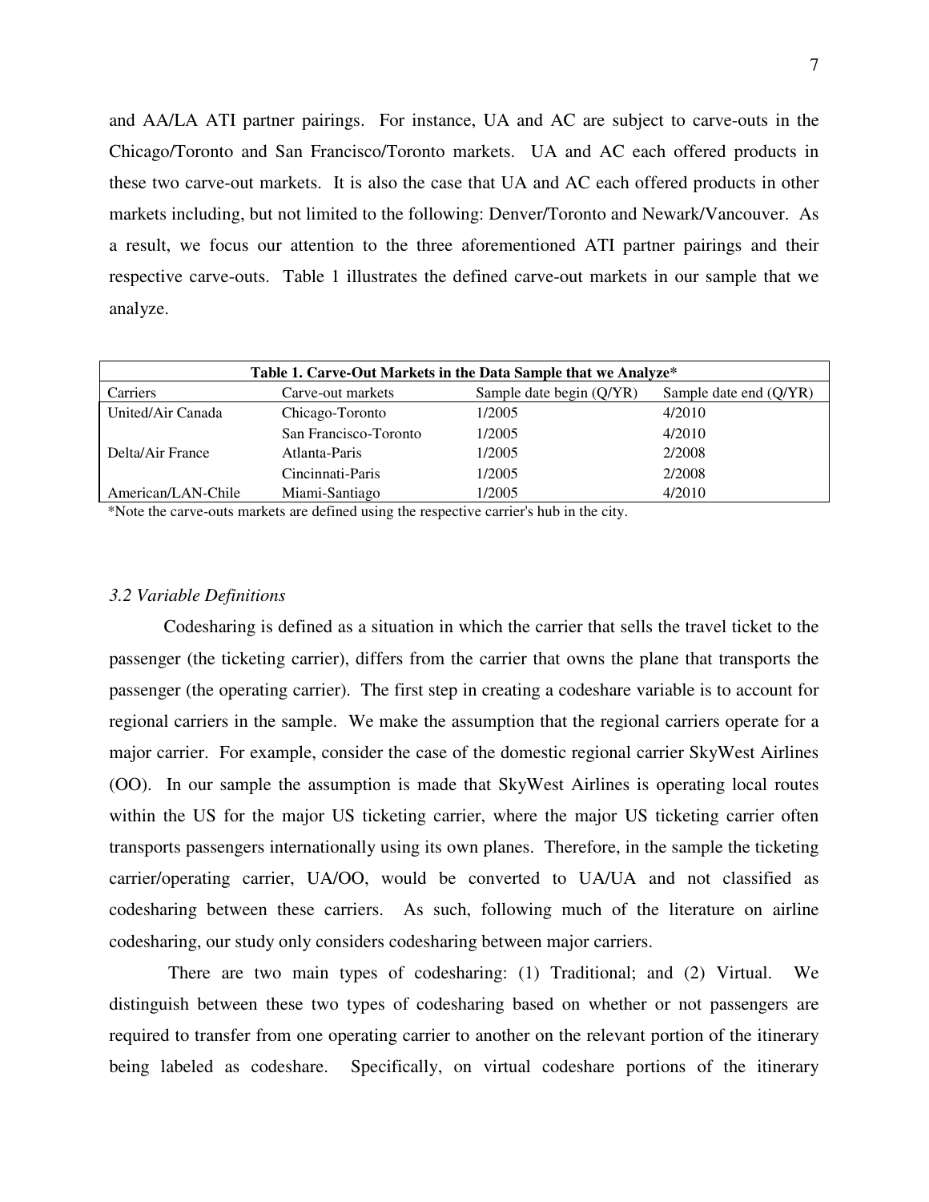and AA/LA ATI partner pairings. For instance, UA and AC are subject to carve-outs in the Chicago/Toronto and San Francisco/Toronto markets. UA and AC each offered products in these two carve-out markets. It is also the case that UA and AC each offered products in other markets including, but not limited to the following: Denver/Toronto and Newark/Vancouver. As a result, we focus our attention to the three aforementioned ATI partner pairings and their respective carve-outs. Table 1 illustrates the defined carve-out markets in our sample that we analyze.

**Table 1. Carve-Out Markets in the Data Sample that we Analyze***

| Carriers | Carve-out markets | Sample date begin (Q/YR) | Sample date end (Q/YR) |
|---|---|---|---|
| United/Air Canada | Chicago-Toronto | 1/2005 | 4/2010 |
| | San Francisco-Toronto | 1/2005 | 4/2010 |
| Delta/Air France | Atlanta-Paris | 1/2005 | 2/2008 |
| | Cincinnati-Paris | 1/2005 | 2/2008 |
| American/LAN-Chile | Miami-Santiago | 1/2005 | 4/2010 |

*Note the carve-outs markets are defined using the respective carrier's hub in the city.

### *3.2 Variable Definitions*

Codesharing is defined as a situation in which the carrier that sells the travel ticket to the passenger (the ticketing carrier), differs from the carrier that owns the plane that transports the passenger (the operating carrier). The first step in creating a codeshare variable is to account for regional carriers in the sample. We make the assumption that the regional carriers operate for a major carrier. For example, consider the case of the domestic regional carrier SkyWest Airlines (OO). In our sample the assumption is made that SkyWest Airlines is operating local routes within the US for the major US ticketing carrier, where the major US ticketing carrier often transports passengers internationally using its own planes. Therefore, in the sample the ticketing carrier/operating carrier, UA/OO, would be converted to UA/UA and not classified as codesharing between these carriers. As such, following much of the literature on airline codesharing, our study only considers codesharing between major carriers.

There are two main types of codesharing: (1) Traditional; and (2) Virtual. We distinguish between these two types of codesharing based on whether or not passengers are required to transfer from one operating carrier to another on the relevant portion of the itinerary being labeled as codeshare. Specifically, on virtual codeshare portions of the itinerary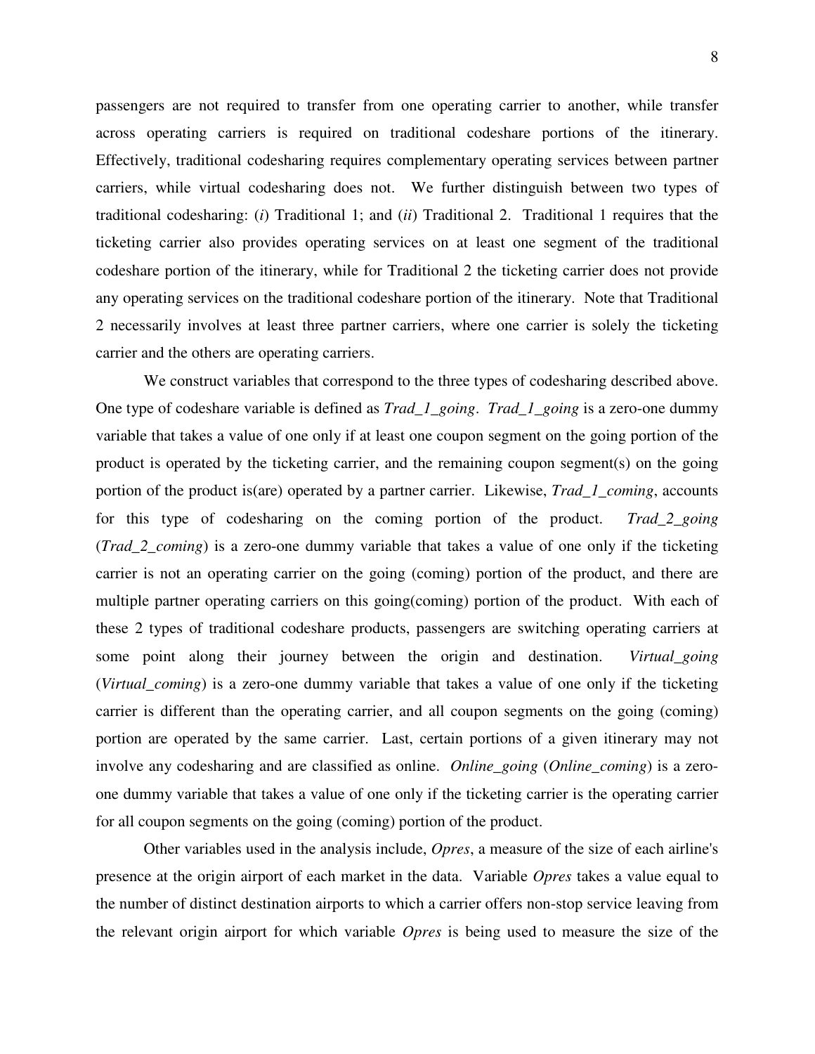passengers are not required to transfer from one operating carrier to another, while transfer across operating carriers is required on traditional codeshare portions of the itinerary. Effectively, traditional codesharing requires complementary operating services between partner carriers, while virtual codesharing does not. We further distinguish between two types of traditional codesharing: (*i*) Traditional 1; and (*ii*) Traditional 2. Traditional 1 requires that the ticketing carrier also provides operating services on at least one segment of the traditional codeshare portion of the itinerary, while for Traditional 2 the ticketing carrier does not provide any operating services on the traditional codeshare portion of the itinerary. Note that Traditional 2 necessarily involves at least three partner carriers, where one carrier is solely the ticketing carrier and the others are operating carriers.

We construct variables that correspond to the three types of codesharing described above. One type of codeshare variable is defined as *Trad_1_going*. *Trad_1_going* is a zero-one dummy variable that takes a value of one only if at least one coupon segment on the going portion of the product is operated by the ticketing carrier, and the remaining coupon segment(s) on the going portion of the product is(are) operated by a partner carrier. Likewise, *Trad_1_coming*, accounts for this type of codesharing on the coming portion of the product. *Trad_2_going* (*Trad_2_coming*) is a zero-one dummy variable that takes a value of one only if the ticketing carrier is not an operating carrier on the going (coming) portion of the product, and there are multiple partner operating carriers on this going(coming) portion of the product. With each of these 2 types of traditional codeshare products, passengers are switching operating carriers at some point along their journey between the origin and destination. *Virtual_going* (*Virtual_coming*) is a zero-one dummy variable that takes a value of one only if the ticketing carrier is different than the operating carrier, and all coupon segments on the going (coming) portion are operated by the same carrier. Last, certain portions of a given itinerary may not involve any codesharing and are classified as online. *Online_going* (*Online_coming*) is a zero-one dummy variable that takes a value of one only if the ticketing carrier is the operating carrier for all coupon segments on the going (coming) portion of the product.

Other variables used in the analysis include, *Opres*, a measure of the size of each airline's presence at the origin airport of each market in the data. Variable *Opres* takes a value equal to the number of distinct destination airports to which a carrier offers non-stop service leaving from the relevant origin airport for which variable *Opres* is being used to measure the size of the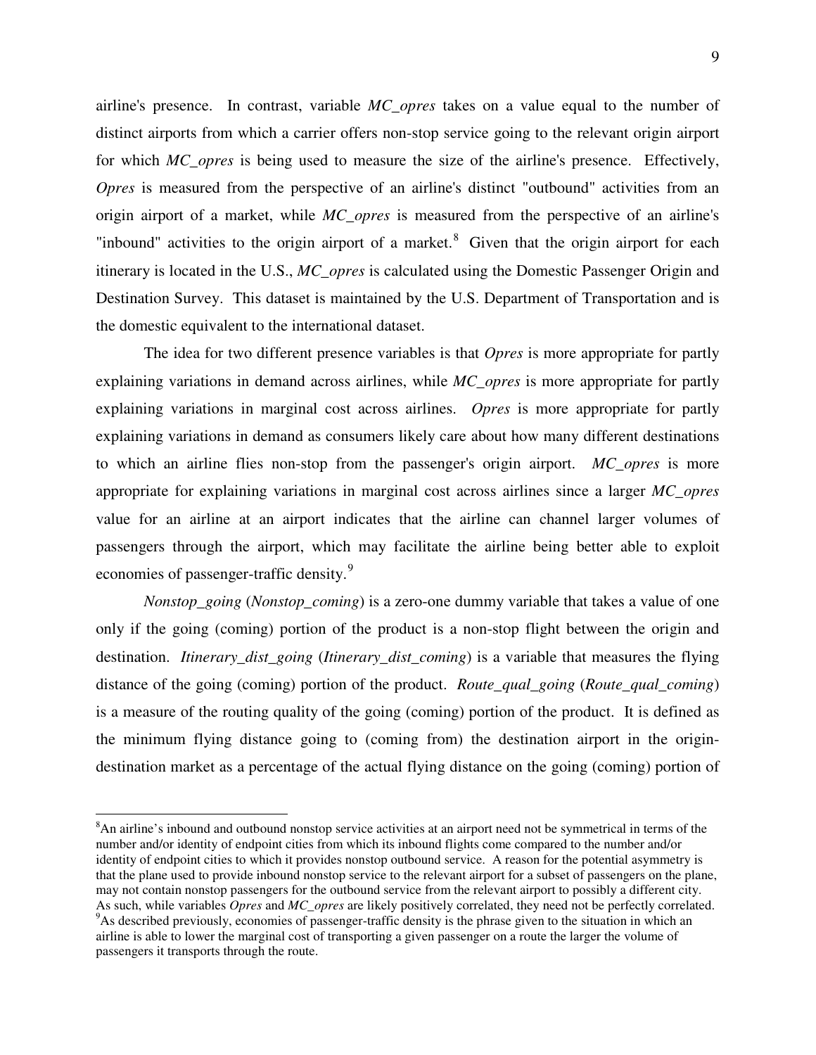airline's presence. In contrast, variable *MC_opres* takes on a value equal to the number of distinct airports from which a carrier offers non-stop service going to the relevant origin airport for which *MC_opres* is being used to measure the size of the airline's presence. Effectively, *Opres* is measured from the perspective of an airline's distinct "outbound" activities from an origin airport of a market, while *MC_opres* is measured from the perspective of an airline's "inbound" activities to the origin airport of a market.[8] Given that the origin airport for each itinerary is located in the U.S., *MC_opres* is calculated using the Domestic Passenger Origin and Destination Survey. This dataset is maintained by the U.S. Department of Transportation and is the domestic equivalent to the international dataset.

The idea for two different presence variables is that *Opres* is more appropriate for partly explaining variations in demand across airlines, while *MC_opres* is more appropriate for partly explaining variations in marginal cost across airlines. *Opres* is more appropriate for partly explaining variations in demand as consumers likely care about how many different destinations to which an airline flies non-stop from the passenger's origin airport. *MC_opres* is more appropriate for explaining variations in marginal cost across airlines since a larger *MC_opres* value for an airline at an airport indicates that the airline can channel larger volumes of passengers through the airport, which may facilitate the airline being better able to exploit economies of passenger-traffic density.[9]

*Nonstop_going* (*Nonstop_coming*) is a zero-one dummy variable that takes a value of one only if the going (coming) portion of the product is a non-stop flight between the origin and destination. *Itinerary_dist_going* (*Itinerary_dist_coming*) is a variable that measures the flying distance of the going (coming) portion of the product. *Route_qual_going* (*Route_qual_coming*) is a measure of the routing quality of the going (coming) portion of the product. It is defined as the minimum flying distance going to (coming from) the destination airport in the origin-destination market as a percentage of the actual flying distance on the going (coming) portion of

---

[8] An airline's inbound and outbound nonstop service activities at an airport need not be symmetrical in terms of the number and/or identity of endpoint cities from which its inbound flights come compared to the number and/or identity of endpoint cities to which it provides nonstop outbound service. A reason for the potential asymmetry is that the plane used to provide inbound nonstop service to the relevant airport for a subset of passengers on the plane, may not contain nonstop passengers for the outbound service from the relevant airport to possibly a different city. As such, while variables *Opres* and *MC_opres* are likely positively correlated, they need not be perfectly correlated.

[9] As described previously, economies of passenger-traffic density is the phrase given to the situation in which an airline is able to lower the marginal cost of transporting a given passenger on a route the larger the volume of passengers it transports through the route.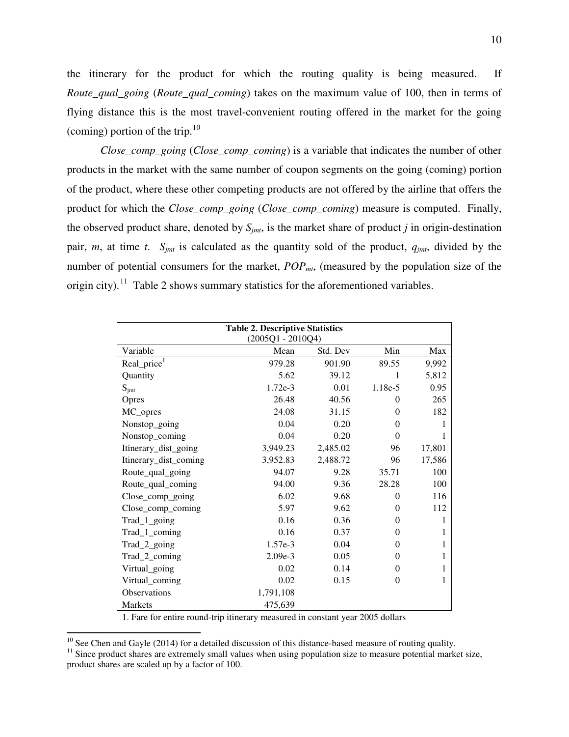the itinerary for the product for which the routing quality is being measured. If *Route_qual_going* (*Route_qual_coming*) takes on the maximum value of 100, then in terms of flying distance this is the most travel-convenient routing offered in the market for the going (coming) portion of the trip.[10]

*Close_comp_going* (*Close_comp_coming*) is a variable that indicates the number of other products in the market with the same number of coupon segments on the going (coming) portion of the product, where these other competing products are not offered by the airline that offers the product for which the *Close_comp_going* (*Close_comp_coming*) measure is computed. Finally, the observed product share, denoted by $S_{jmt}$, is the market share of product $j$ in origin-destination pair, $m$, at time $t$. $S_{jmt}$ is calculated as the quantity sold of the product, $q_{jmt}$, divided by the number of potential consumers for the market, $POP_{mt}$, (measured by the population size of the origin city).[11] Table 2 shows summary statistics for the aforementioned variables.

**Table 2. Descriptive Statistics**
(2005Q1 - 2010Q4)

| Variable | Mean | Std. Dev | Min | Max |
|---|---|---|---|---|
| Real_price[1] | 979.28 | 901.90 | 89.55 | 9,992 |
| Quantity | 5.62 | 39.12 | 1 | 5,812 |
| $S_{jmt}$ | 1.72e-3 | 0.01 | 1.18e-5 | 0.95 |
| Opres | 26.48 | 40.56 | 0 | 265 |
| MC_opres | 24.08 | 31.15 | 0 | 182 |
| Nonstop_going | 0.04 | 0.20 | 0 | 1 |
| Nonstop_coming | 0.04 | 0.20 | 0 | 1 |
| Itinerary_dist_going | 3,949.23 | 2,485.02 | 96 | 17,801 |
| Itinerary_dist_coming | 3,952.83 | 2,488.72 | 96 | 17,586 |
| Route_qual_going | 94.07 | 9.28 | 35.71 | 100 |
| Route_qual_coming | 94.00 | 9.36 | 28.28 | 100 |
| Close_comp_going | 6.02 | 9.68 | 0 | 116 |
| Close_comp_coming | 5.97 | 9.62 | 0 | 112 |
| Trad_1_going | 0.16 | 0.36 | 0 | 1 |
| Trad_1_coming | 0.16 | 0.37 | 0 | 1 |
| Trad_2_going | 1.57e-3 | 0.04 | 0 | 1 |
| Trad_2_coming | 2.09e-3 | 0.05 | 0 | 1 |
| Virtual_going | 0.02 | 0.14 | 0 | 1 |
| Virtual_coming | 0.02 | 0.15 | 0 | 1 |
| Observations | 1,791,108 | | | |
| Markets | 475,639 | | | |

1. Fare for entire round-trip itinerary measured in constant year 2005 dollars

[10] See Chen and Gayle (2014) for a detailed discussion of this distance-based measure of routing quality.

[11] Since product shares are extremely small values when using population size to measure potential market size, product shares are scaled up by a factor of 100.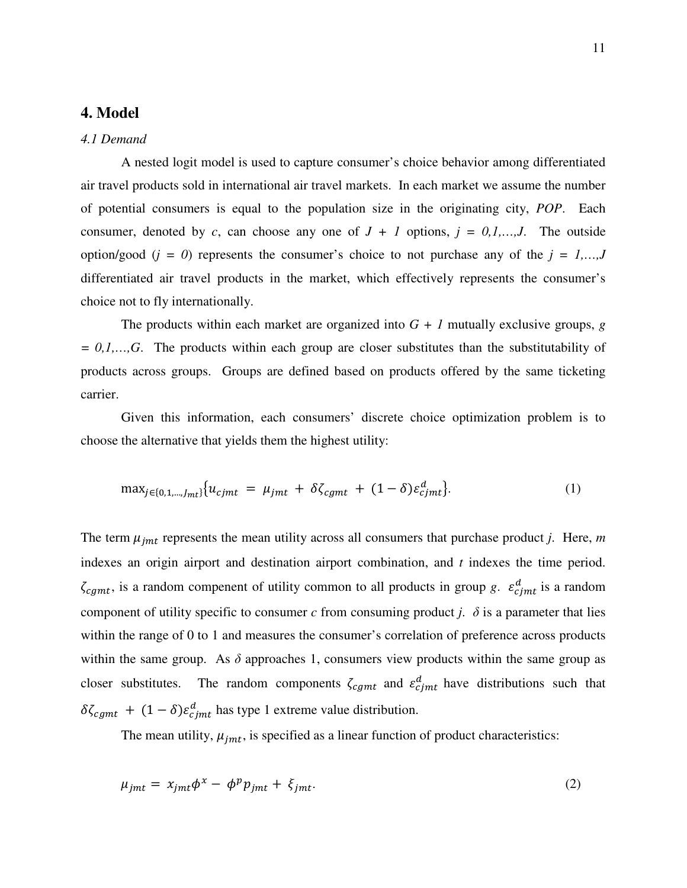## 4. Model

### *4.1 Demand*

A nested logit model is used to capture consumer's choice behavior among differentiated air travel products sold in international air travel markets. In each market we assume the number of potential consumers is equal to the population size in the originating city, *POP*. Each consumer, denoted by *c*, can choose any one of $J + 1$ options, $j = 0,1,\dots,J$. The outside option/good ($j = 0$) represents the consumer's choice to not purchase any of the $j = 1,\dots,J$ differentiated air travel products in the market, which effectively represents the consumer's choice not to fly internationally.

The products within each market are organized into $G + 1$ mutually exclusive groups, $g = 0,1,\dots,G$. The products within each group are closer substitutes than the substitutability of products across groups. Groups are defined based on products offered by the same ticketing carrier.

Given this information, each consumers' discrete choice optimization problem is to choose the alternative that yields them the highest utility:

$$\max_{j \in \{0,1,\dots,J_{mt}\}} \{u_{cjmt} = \mu_{jmt} + \delta \zeta_{cgmt} + (1-\delta)\varepsilon^{d}_{cjmt}\}. \tag{1}$$

The term $\mu_{jmt}$ represents the mean utility across all consumers that purchase product *j*. Here, *m* indexes an origin airport and destination airport combination, and *t* indexes the time period. $\zeta_{cgmt}$, is a random compenent of utility common to all products in group *g*. $\varepsilon^{d}_{cjmt}$ is a random component of utility specific to consumer *c* from consuming product *j*. $\delta$ is a parameter that lies within the range of 0 to 1 and measures the consumer's correlation of preference across products within the same group. As $\delta$ approaches 1, consumers view products within the same group as closer substitutes. The random components $\zeta_{cgmt}$ and $\varepsilon^{d}_{cjmt}$ have distributions such that $\delta \zeta_{cgmt} + (1-\delta)\varepsilon^{d}_{cjmt}$ has type 1 extreme value distribution.

The mean utility, $\mu_{jmt}$, is specified as a linear function of product characteristics:

$$\mu_{jmt} = x_{jmt}\phi^{x} - \phi^{p} p_{jmt} + \xi_{jmt}. \tag{2}$$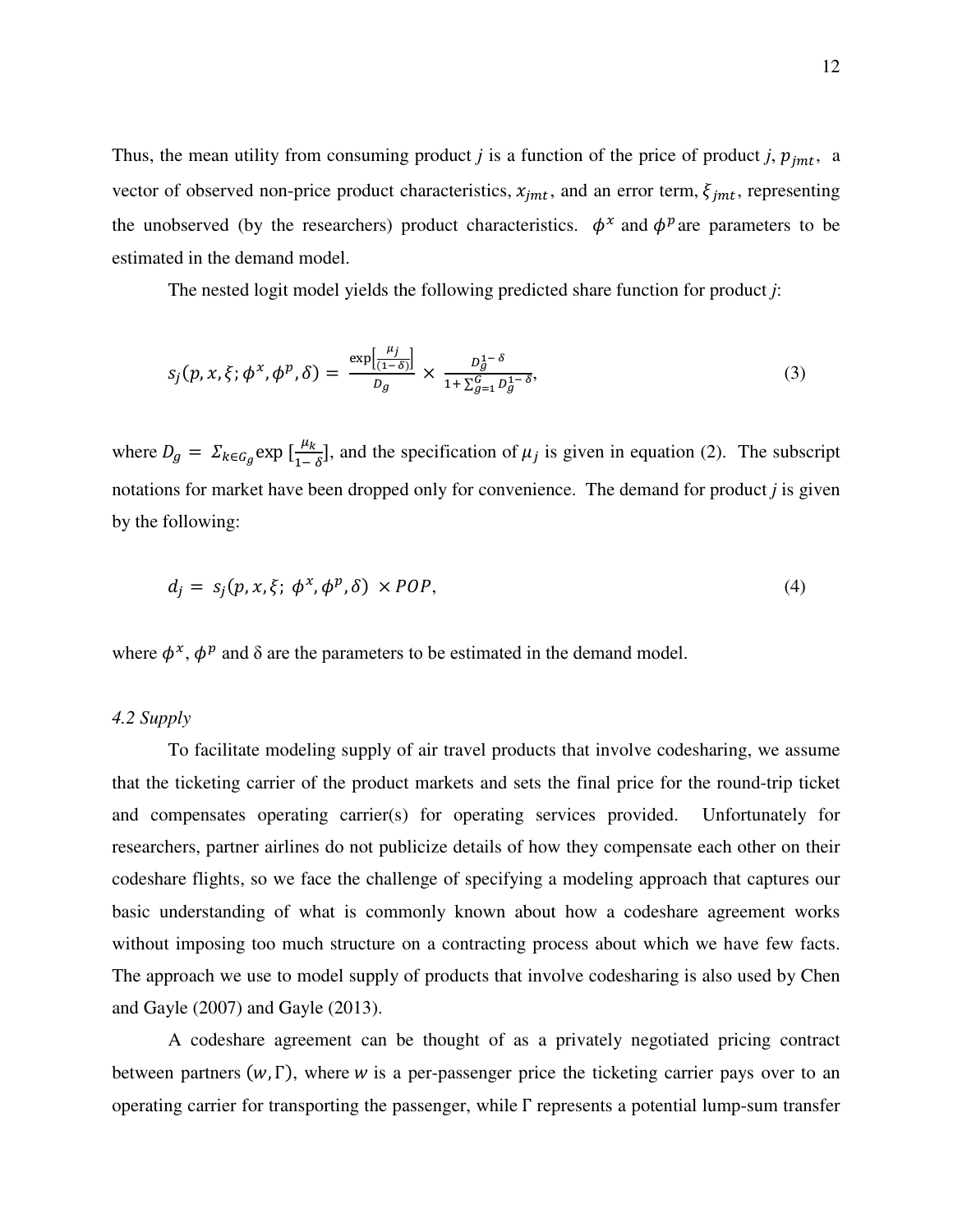Thus, the mean utility from consuming product *j* is a function of the price of product *j*, $p_{jmt}$, a vector of observed non-price product characteristics, $x_{jmt}$, and an error term, $\xi_{jmt}$, representing the unobserved (by the researchers) product characteristics. $\phi^x$ and $\phi^p$ are parameters to be estimated in the demand model.

The nested logit model yields the following predicted share function for product *j*:

$$s_j(p, x, \xi; \phi^x, \phi^p, \delta) = \frac{\exp\left[\frac{\mu_j}{(1-\delta)}\right]}{D_g} \times \frac{D_g^{1-\delta}}{1 + \sum_{g=1}^{G} D_g^{1-\delta}}, \tag{3}$$

where $D_g = \Sigma_{k \in G_g} \exp\left[\frac{\mu_k}{1-\delta}\right]$, and the specification of $\mu_j$ is given in equation (2). The subscript notations for market have been dropped only for convenience. The demand for product *j* is given by the following:

$$d_j = s_j(p, x, \xi; \phi^x, \phi^p, \delta) \times POP, \tag{4}$$

where $\phi^x$, $\phi^p$ and δ are the parameters to be estimated in the demand model.

*4.2 Supply*

To facilitate modeling supply of air travel products that involve codesharing, we assume that the ticketing carrier of the product markets and sets the final price for the round-trip ticket and compensates operating carrier(s) for operating services provided. Unfortunately for researchers, partner airlines do not publicize details of how they compensate each other on their codeshare flights, so we face the challenge of specifying a modeling approach that captures our basic understanding of what is commonly known about how a codeshare agreement works without imposing too much structure on a contracting process about which we have few facts. The approach we use to model supply of products that involve codesharing is also used by Chen and Gayle (2007) and Gayle (2013).

A codeshare agreement can be thought of as a privately negotiated pricing contract between partners $(w, \Gamma)$, where $w$ is a per-passenger price the ticketing carrier pays over to an operating carrier for transporting the passenger, while Γ represents a potential lump-sum transfer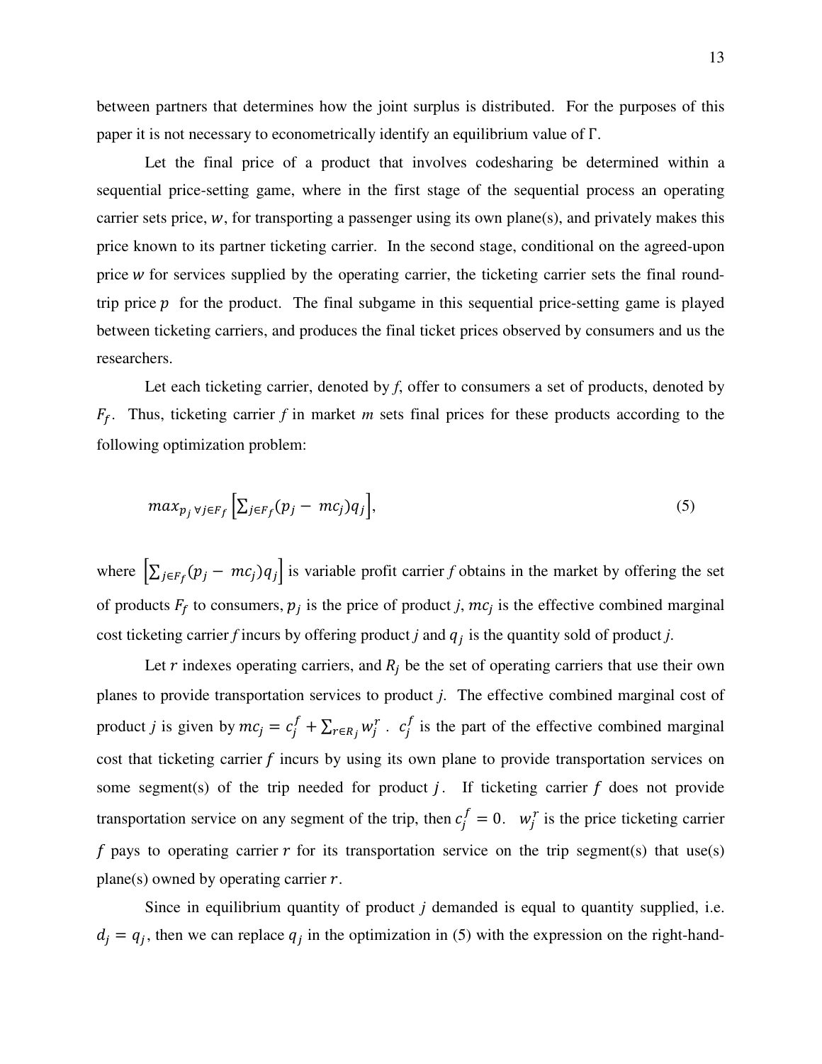between partners that determines how the joint surplus is distributed. For the purposes of this paper it is not necessary to econometrically identify an equilibrium value of Γ.

Let the final price of a product that involves codesharing be determined within a sequential price-setting game, where in the first stage of the sequential process an operating carrier sets price, $w$, for transporting a passenger using its own plane(s), and privately makes this price known to its partner ticketing carrier. In the second stage, conditional on the agreed-upon price $w$ for services supplied by the operating carrier, the ticketing carrier sets the final round-trip price $p$ for the product. The final subgame in this sequential price-setting game is played between ticketing carriers, and produces the final ticket prices observed by consumers and us the researchers.

Let each ticketing carrier, denoted by *f*, offer to consumers a set of products, denoted by $F_f$. Thus, ticketing carrier *f* in market *m* sets final prices for these products according to the following optimization problem:

$$max_{p_j \, \forall j \in F_f} \left[ \sum_{j \in F_f} (p_j - mc_j) q_j \right], \tag{5}$$

where $\left[ \sum_{j \in F_f} (p_j - mc_j) q_j \right]$ is variable profit carrier *f* obtains in the market by offering the set of products $F_f$ to consumers, $p_j$ is the price of product *j*, $mc_j$ is the effective combined marginal cost ticketing carrier *f* incurs by offering product *j* and $q_j$ is the quantity sold of product *j*.

Let $r$ indexes operating carriers, and $R_j$ be the set of operating carriers that use their own planes to provide transportation services to product *j*. The effective combined marginal cost of product *j* is given by $mc_j = c_j^f + \sum_{r \in R_j} w_j^r$. $c_j^f$ is the part of the effective combined marginal cost that ticketing carrier $f$ incurs by using its own plane to provide transportation services on some segment(s) of the trip needed for product $j$. If ticketing carrier $f$ does not provide transportation service on any segment of the trip, then $c_j^f = 0$. $w_j^r$ is the price ticketing carrier $f$ pays to operating carrier $r$ for its transportation service on the trip segment(s) that use(s) plane(s) owned by operating carrier $r$.

Since in equilibrium quantity of product *j* demanded is equal to quantity supplied, i.e. $d_j = q_j$, then we can replace $q_j$ in the optimization in (5) with the expression on the right-hand-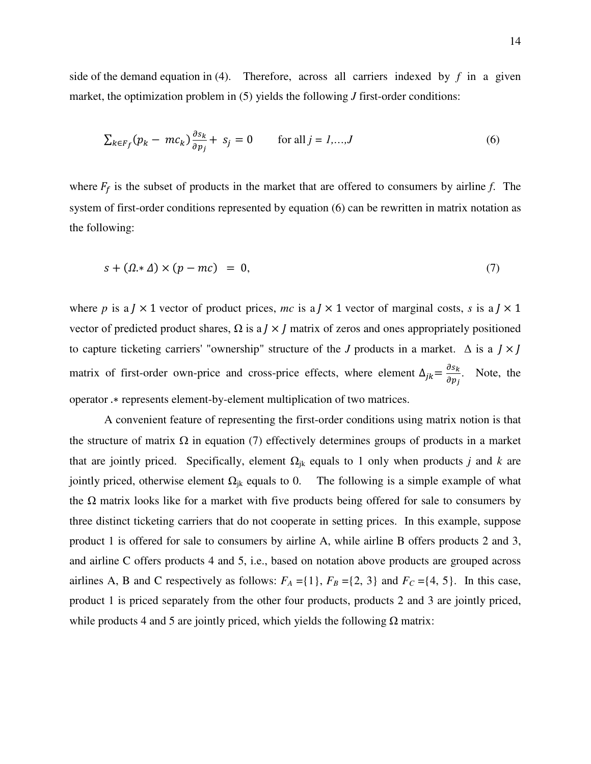side of the demand equation in (4). Therefore, across all carriers indexed by $f$ in a given market, the optimization problem in (5) yields the following $J$ first-order conditions:

$$\sum_{k \in F_f} (p_k - mc_k) \frac{\partial s_k}{\partial p_j} + s_j = 0 \qquad \text{for all } j = 1,\ldots,J \tag{6}$$

where $F_f$ is the subset of products in the market that are offered to consumers by airline $f$. The system of first-order conditions represented by equation (6) can be rewritten in matrix notation as the following:

$$s + (\Omega .* \Delta) \times (p - mc) = 0, \tag{7}$$

where $p$ is a $J \times 1$ vector of product prices, $mc$ is a $J \times 1$ vector of marginal costs, $s$ is a $J \times 1$ vector of predicted product shares, $\Omega$ is a $J \times J$ matrix of zeros and ones appropriately positioned to capture ticketing carriers' "ownership" structure of the $J$ products in a market. $\Delta$ is a $J \times J$ matrix of first-order own-price and cross-price effects, where element $\Delta_{jk} = \frac{\partial s_k}{\partial p_j}$. Note, the operator $.*$ represents element-by-element multiplication of two matrices.

A convenient feature of representing the first-order conditions using matrix notion is that the structure of matrix $\Omega$ in equation (7) effectively determines groups of products in a market that are jointly priced. Specifically, element $\Omega_{jk}$ equals to 1 only when products $j$ and $k$ are jointly priced, otherwise element $\Omega_{jk}$ equals to 0. The following is a simple example of what the $\Omega$ matrix looks like for a market with five products being offered for sale to consumers by three distinct ticketing carriers that do not cooperate in setting prices. In this example, suppose product 1 is offered for sale to consumers by airline A, while airline B offers products 2 and 3, and airline C offers products 4 and 5, i.e., based on notation above products are grouped across airlines A, B and C respectively as follows: $F_A = \{1\}$, $F_B = \{2, 3\}$ and $F_C = \{4, 5\}$. In this case, product 1 is priced separately from the other four products, products 2 and 3 are jointly priced, while products 4 and 5 are jointly priced, which yields the following $\Omega$ matrix: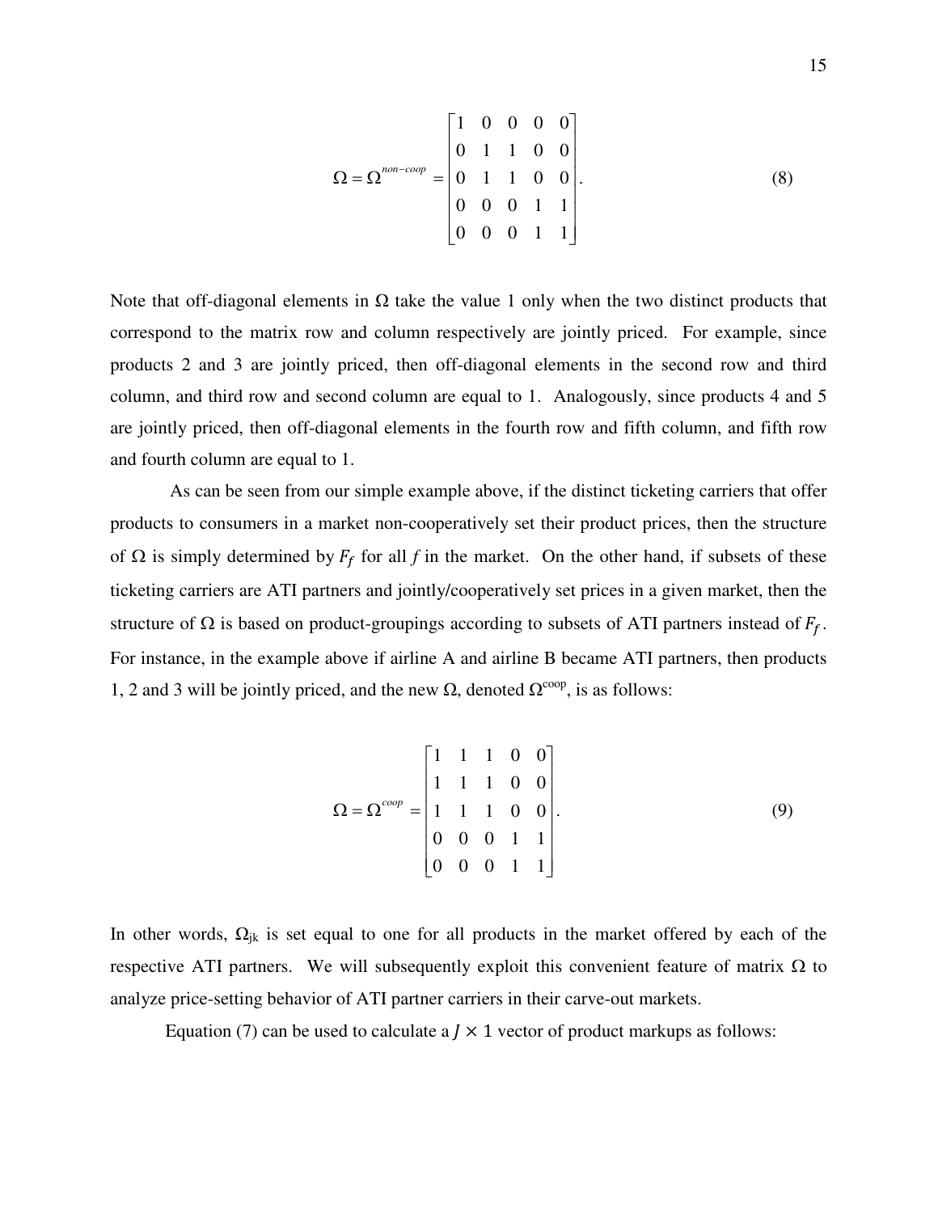$$\Omega = \Omega^{non-coop} = \begin{bmatrix} 1 & 0 & 0 & 0 & 0 \\ 0 & 1 & 1 & 0 & 0 \\ 0 & 1 & 1 & 0 & 0 \\ 0 & 0 & 0 & 1 & 1 \\ 0 & 0 & 0 & 1 & 1 \end{bmatrix}. \tag{8}$$

Note that off-diagonal elements in $\Omega$ take the value 1 only when the two distinct products that correspond to the matrix row and column respectively are jointly priced. For example, since products 2 and 3 are jointly priced, then off-diagonal elements in the second row and third column, and third row and second column are equal to 1. Analogously, since products 4 and 5 are jointly priced, then off-diagonal elements in the fourth row and fifth column, and fifth row and fourth column are equal to 1.

As can be seen from our simple example above, if the distinct ticketing carriers that offer products to consumers in a market non-cooperatively set their product prices, then the structure of $\Omega$ is simply determined by $F_f$ for all $f$ in the market. On the other hand, if subsets of these ticketing carriers are ATI partners and jointly/cooperatively set prices in a given market, then the structure of $\Omega$ is based on product-groupings according to subsets of ATI partners instead of $F_f$. For instance, in the example above if airline A and airline B became ATI partners, then products 1, 2 and 3 will be jointly priced, and the new $\Omega$, denoted $\Omega^{coop}$, is as follows:

$$\Omega = \Omega^{coop} = \begin{bmatrix} 1 & 1 & 1 & 0 & 0 \\ 1 & 1 & 1 & 0 & 0 \\ 1 & 1 & 1 & 0 & 0 \\ 0 & 0 & 0 & 1 & 1 \\ 0 & 0 & 0 & 1 & 1 \end{bmatrix}. \tag{9}$$

In other words, $\Omega_{jk}$ is set equal to one for all products in the market offered by each of the respective ATI partners. We will subsequently exploit this convenient feature of matrix $\Omega$ to analyze price-setting behavior of ATI partner carriers in their carve-out markets.

Equation (7) can be used to calculate a $J \times 1$ vector of product markups as follows: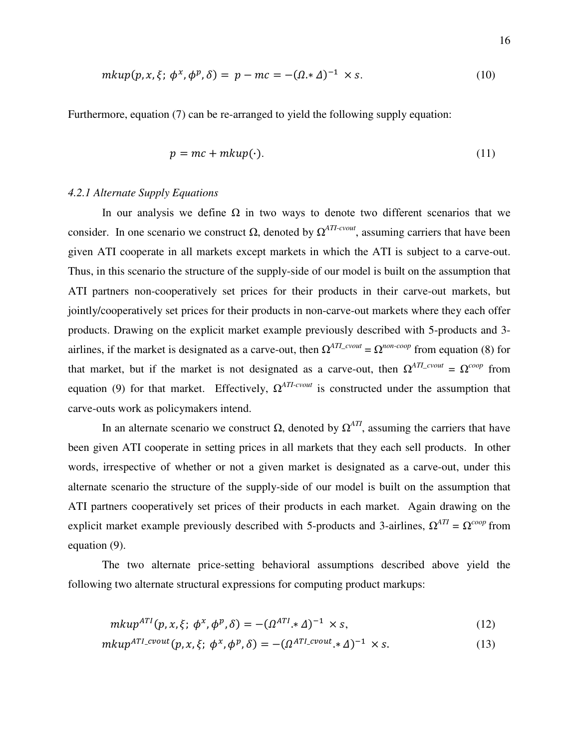$$mkup(p, x, \xi;\ \phi^x, \phi^p, \delta) = \ p - mc = -(\Omega .* \Delta)^{-1} \ \times s. \tag{10}$$

Furthermore, equation (7) can be re-arranged to yield the following supply equation:

$$p = mc + mkup(\cdot). \tag{11}$$

### *4.2.1 Alternate Supply Equations*

In our analysis we define $\Omega$ in two ways to denote two different scenarios that we consider. In one scenario we construct $\Omega$, denoted by $\Omega^{ATI\text{-}cvout}$, assuming carriers that have been given ATI cooperate in all markets except markets in which the ATI is subject to a carve-out. Thus, in this scenario the structure of the supply-side of our model is built on the assumption that ATI partners non-cooperatively set prices for their products in their carve-out markets, but jointly/cooperatively set prices for their products in non-carve-out markets where they each offer products. Drawing on the explicit market example previously described with 5-products and 3-airlines, if the market is designated as a carve-out, then $\Omega^{ATI\_cvout} = \Omega^{non\text{-}coop}$ from equation (8) for that market, but if the market is not designated as a carve-out, then $\Omega^{ATI\_cvout} = \Omega^{coop}$ from equation (9) for that market. Effectively, $\Omega^{ATI\text{-}cvout}$ is constructed under the assumption that carve-outs work as policymakers intend.

In an alternate scenario we construct $\Omega$, denoted by $\Omega^{ATI}$, assuming the carriers that have been given ATI cooperate in setting prices in all markets that they each sell products. In other words, irrespective of whether or not a given market is designated as a carve-out, under this alternate scenario the structure of the supply-side of our model is built on the assumption that ATI partners cooperatively set prices of their products in each market. Again drawing on the explicit market example previously described with 5-products and 3-airlines, $\Omega^{ATI} = \Omega^{coop}$ from equation (9).

The two alternate price-setting behavioral assumptions described above yield the following two alternate structural expressions for computing product markups:

$$mkup^{ATI}(p, x, \xi;\ \phi^x, \phi^p, \delta) = -(\Omega^{ATI} .* \Delta)^{-1} \ \times s, \tag{12}$$

$$mkup^{ATI\_cvout}(p, x, \xi;\ \phi^x, \phi^p, \delta) = -(\Omega^{ATI\_cvout} .* \Delta)^{-1} \ \times s. \tag{13}$$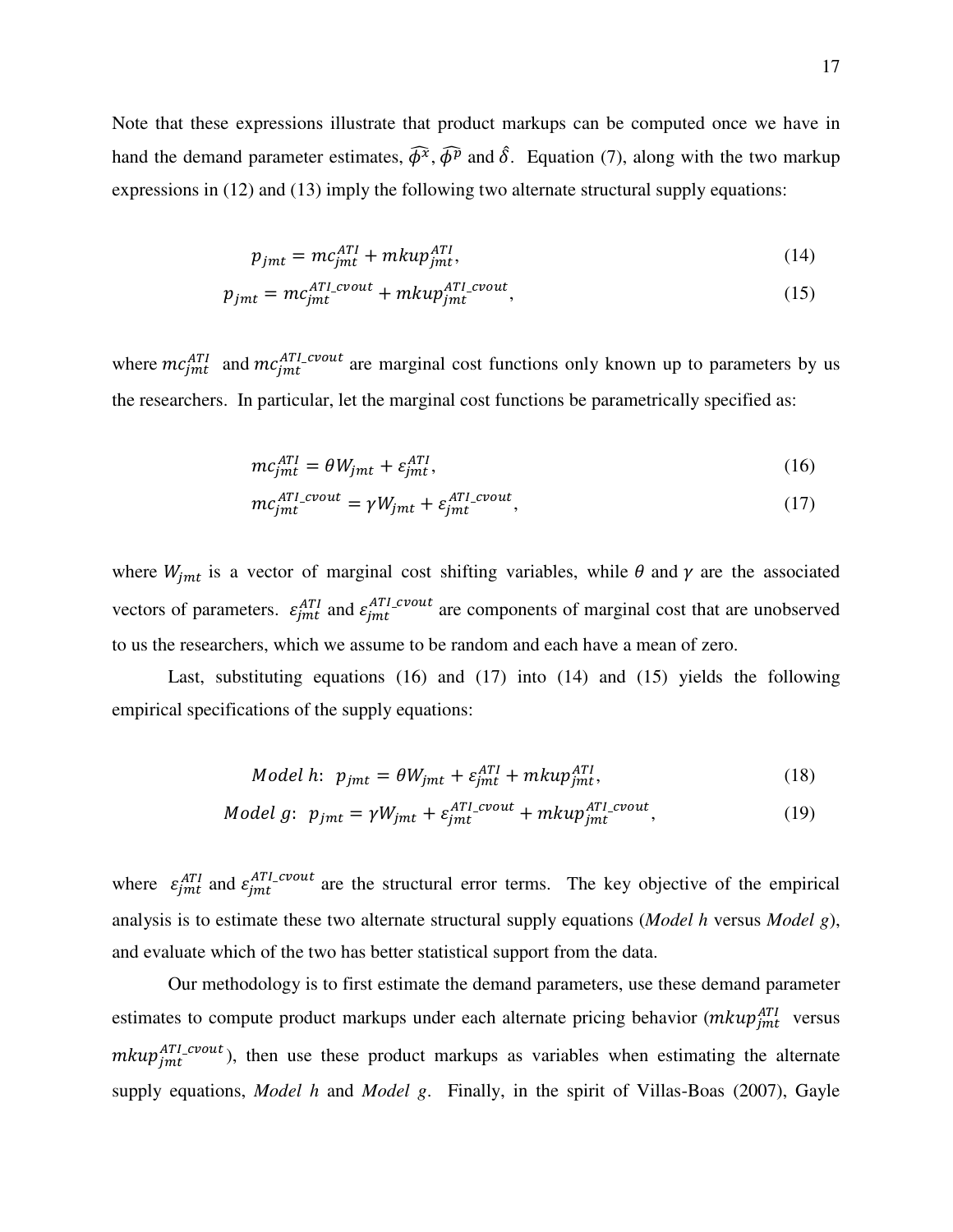Note that these expressions illustrate that product markups can be computed once we have in hand the demand parameter estimates, $\widehat{\phi^x}$, $\widehat{\phi^p}$ and $\hat{\delta}$. Equation (7), along with the two markup expressions in (12) and (13) imply the following two alternate structural supply equations:

$$p_{jmt} = mc_{jmt}^{ATI} + mkup_{jmt}^{ATI}, \tag{14}$$

$$p_{jmt} = mc_{jmt}^{ATI\_cvout} + mkup_{jmt}^{ATI\_cvout}, \tag{15}$$

where $mc_{jmt}^{ATI}$ and $mc_{jmt}^{ATI\_cvout}$ are marginal cost functions only known up to parameters by us the researchers. In particular, let the marginal cost functions be parametrically specified as:

$$mc_{jmt}^{ATI} = \theta W_{jmt} + \varepsilon_{jmt}^{ATI}, \tag{16}$$

$$mc_{jmt}^{ATI\_cvout} = \gamma W_{jmt} + \varepsilon_{jmt}^{ATI\_cvout}, \tag{17}$$

where $W_{jmt}$ is a vector of marginal cost shifting variables, while $\theta$ and $\gamma$ are the associated vectors of parameters. $\varepsilon_{jmt}^{ATI}$ and $\varepsilon_{jmt}^{ATI\_cvout}$ are components of marginal cost that are unobserved to us the researchers, which we assume to be random and each have a mean of zero.

Last, substituting equations (16) and (17) into (14) and (15) yields the following empirical specifications of the supply equations:

$$Model\ h\text{:}\ \ p_{jmt} = \theta W_{jmt} + \varepsilon_{jmt}^{ATI} + mkup_{jmt}^{ATI}, \tag{18}$$

$$Model\ g\text{:}\ \ p_{jmt} = \gamma W_{jmt} + \varepsilon_{jmt}^{ATI\_cvout} + mkup_{jmt}^{ATI\_cvout}, \tag{19}$$

where $\varepsilon_{jmt}^{ATI}$ and $\varepsilon_{jmt}^{ATI\_cvout}$ are the structural error terms. The key objective of the empirical analysis is to estimate these two alternate structural supply equations (*Model h* versus *Model g*), and evaluate which of the two has better statistical support from the data.

Our methodology is to first estimate the demand parameters, use these demand parameter estimates to compute product markups under each alternate pricing behavior ($mkup_{jmt}^{ATI}$ versus $mkup_{jmt}^{ATI\_cvout}$), then use these product markups as variables when estimating the alternate supply equations, *Model h* and *Model g*. Finally, in the spirit of Villas-Boas (2007), Gayle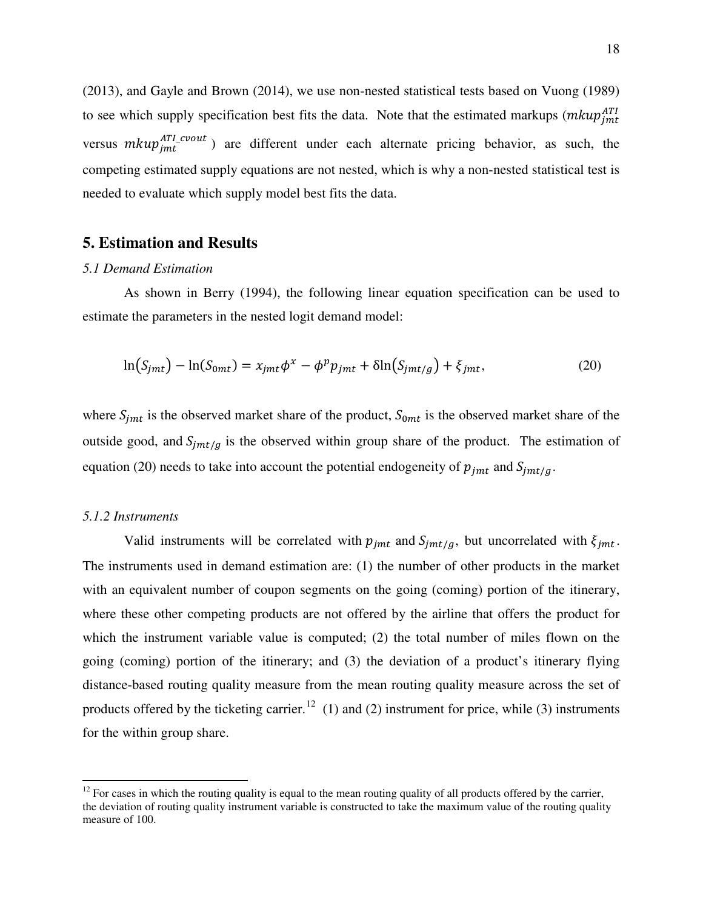(2013), and Gayle and Brown (2014), we use non-nested statistical tests based on Vuong (1989) to see which supply specification best fits the data. Note that the estimated markups ($mkup_{jmt}^{ATI}$ versus $mkup_{jmt}^{ATI\_cvout}$) are different under each alternate pricing behavior, as such, the competing estimated supply equations are not nested, which is why a non-nested statistical test is needed to evaluate which supply model best fits the data.

## 5. Estimation and Results

### *5.1 Demand Estimation*

As shown in Berry (1994), the following linear equation specification can be used to estimate the parameters in the nested logit demand model:

$$\ln(S_{jmt}) - \ln(S_{0mt}) = x_{jmt}\phi^x - \phi^p p_{jmt} + \delta\ln(S_{jmt/g}) + \xi_{jmt}, \tag{20}$$

where $S_{jmt}$ is the observed market share of the product, $S_{0mt}$ is the observed market share of the outside good, and $S_{jmt/g}$ is the observed within group share of the product. The estimation of equation (20) needs to take into account the potential endogeneity of $p_{jmt}$ and $S_{jmt/g}$.

### *5.1.2 Instruments*

Valid instruments will be correlated with $p_{jmt}$ and $S_{jmt/g}$, but uncorrelated with $\xi_{jmt}$. The instruments used in demand estimation are: (1) the number of other products in the market with an equivalent number of coupon segments on the going (coming) portion of the itinerary, where these other competing products are not offered by the airline that offers the product for which the instrument variable value is computed; (2) the total number of miles flown on the going (coming) portion of the itinerary; and (3) the deviation of a product's itinerary flying distance-based routing quality measure from the mean routing quality measure across the set of products offered by the ticketing carrier.[12] (1) and (2) instrument for price, while (3) instruments for the within group share.

[12] For cases in which the routing quality is equal to the mean routing quality of all products offered by the carrier, the deviation of routing quality instrument variable is constructed to take the maximum value of the routing quality measure of 100.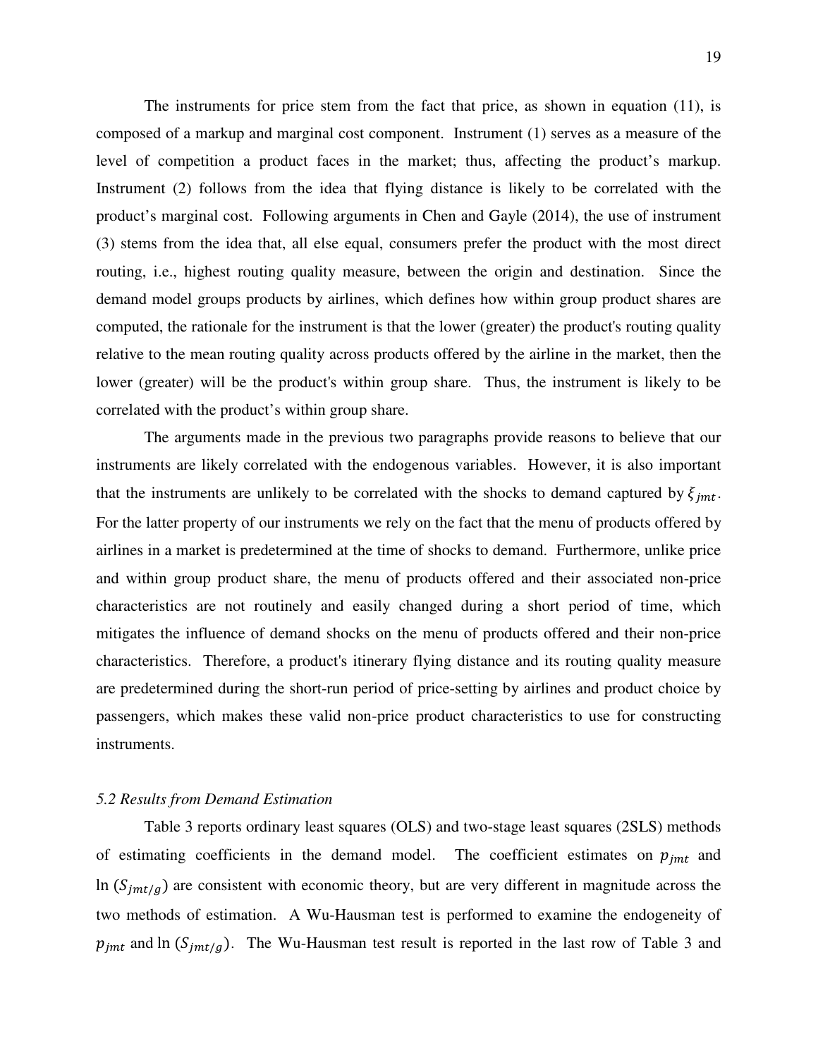The instruments for price stem from the fact that price, as shown in equation (11), is composed of a markup and marginal cost component. Instrument (1) serves as a measure of the level of competition a product faces in the market; thus, affecting the product's markup. Instrument (2) follows from the idea that flying distance is likely to be correlated with the product's marginal cost. Following arguments in Chen and Gayle (2014), the use of instrument (3) stems from the idea that, all else equal, consumers prefer the product with the most direct routing, i.e., highest routing quality measure, between the origin and destination. Since the demand model groups products by airlines, which defines how within group product shares are computed, the rationale for the instrument is that the lower (greater) the product's routing quality relative to the mean routing quality across products offered by the airline in the market, then the lower (greater) will be the product's within group share. Thus, the instrument is likely to be correlated with the product's within group share.

The arguments made in the previous two paragraphs provide reasons to believe that our instruments are likely correlated with the endogenous variables. However, it is also important that the instruments are unlikely to be correlated with the shocks to demand captured by $\xi_{jmt}$. For the latter property of our instruments we rely on the fact that the menu of products offered by airlines in a market is predetermined at the time of shocks to demand. Furthermore, unlike price and within group product share, the menu of products offered and their associated non-price characteristics are not routinely and easily changed during a short period of time, which mitigates the influence of demand shocks on the menu of products offered and their non-price characteristics. Therefore, a product's itinerary flying distance and its routing quality measure are predetermined during the short-run period of price-setting by airlines and product choice by passengers, which makes these valid non-price product characteristics to use for constructing instruments.

### *5.2 Results from Demand Estimation*

Table 3 reports ordinary least squares (OLS) and two-stage least squares (2SLS) methods of estimating coefficients in the demand model. The coefficient estimates on $p_{jmt}$ and $\ln(S_{jmt/g})$ are consistent with economic theory, but are very different in magnitude across the two methods of estimation. A Wu-Hausman test is performed to examine the endogeneity of $p_{jmt}$ and $\ln(S_{jmt/g})$. The Wu-Hausman test result is reported in the last row of Table 3 and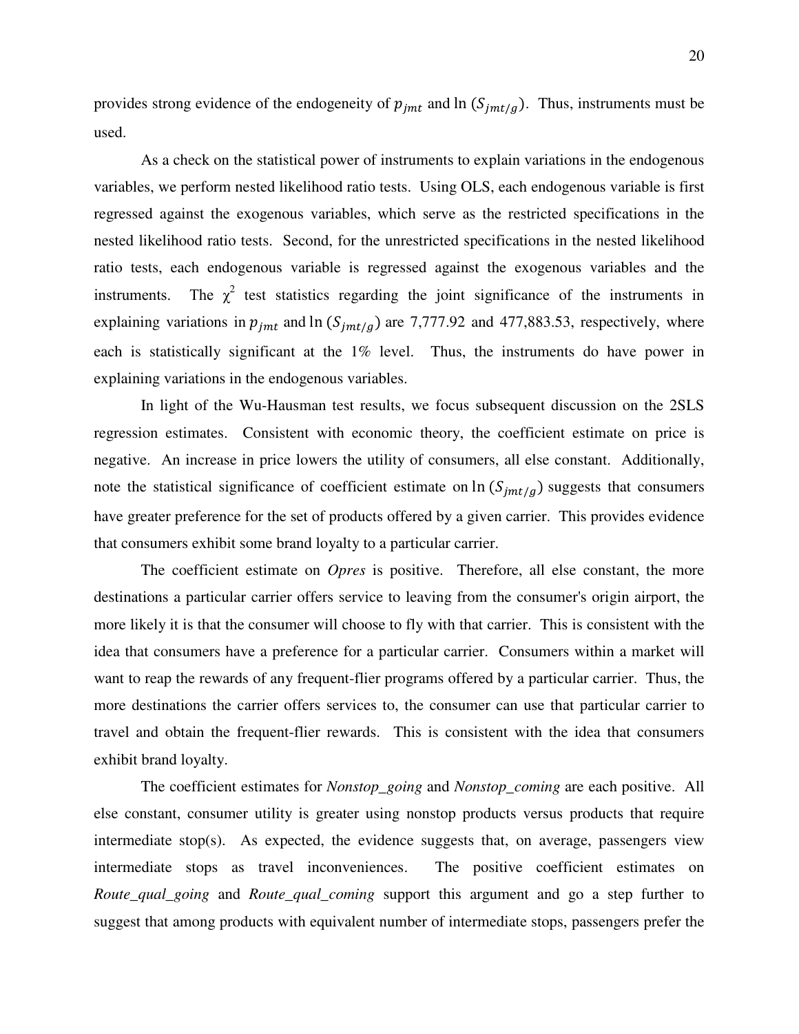provides strong evidence of the endogeneity of $p_{jmt}$ and $\ln(S_{jmt/g})$. Thus, instruments must be used.

As a check on the statistical power of instruments to explain variations in the endogenous variables, we perform nested likelihood ratio tests. Using OLS, each endogenous variable is first regressed against the exogenous variables, which serve as the restricted specifications in the nested likelihood ratio tests. Second, for the unrestricted specifications in the nested likelihood ratio tests, each endogenous variable is regressed against the exogenous variables and the instruments. The $\chi^2$ test statistics regarding the joint significance of the instruments in explaining variations in $p_{jmt}$ and $\ln(S_{jmt/g})$ are 7,777.92 and 477,883.53, respectively, where each is statistically significant at the 1% level. Thus, the instruments do have power in explaining variations in the endogenous variables.

In light of the Wu-Hausman test results, we focus subsequent discussion on the 2SLS regression estimates. Consistent with economic theory, the coefficient estimate on price is negative. An increase in price lowers the utility of consumers, all else constant. Additionally, note the statistical significance of coefficient estimate on $\ln(S_{jmt/g})$ suggests that consumers have greater preference for the set of products offered by a given carrier. This provides evidence that consumers exhibit some brand loyalty to a particular carrier.

The coefficient estimate on *Opres* is positive. Therefore, all else constant, the more destinations a particular carrier offers service to leaving from the consumer's origin airport, the more likely it is that the consumer will choose to fly with that carrier. This is consistent with the idea that consumers have a preference for a particular carrier. Consumers within a market will want to reap the rewards of any frequent-flier programs offered by a particular carrier. Thus, the more destinations the carrier offers services to, the consumer can use that particular carrier to travel and obtain the frequent-flier rewards. This is consistent with the idea that consumers exhibit brand loyalty.

The coefficient estimates for *Nonstop_going* and *Nonstop_coming* are each positive. All else constant, consumer utility is greater using nonstop products versus products that require intermediate stop(s). As expected, the evidence suggests that, on average, passengers view intermediate stops as travel inconveniences. The positive coefficient estimates on *Route_qual_going* and *Route_qual_coming* support this argument and go a step further to suggest that among products with equivalent number of intermediate stops, passengers prefer the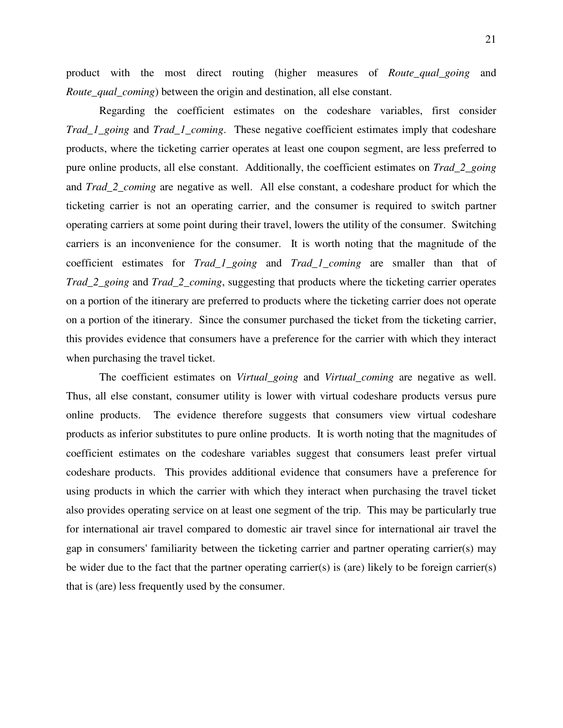product with the most direct routing (higher measures of *Route_qual_going* and *Route_qual_coming*) between the origin and destination, all else constant.

Regarding the coefficient estimates on the codeshare variables, first consider *Trad_1_going* and *Trad_1_coming*. These negative coefficient estimates imply that codeshare products, where the ticketing carrier operates at least one coupon segment, are less preferred to pure online products, all else constant. Additionally, the coefficient estimates on *Trad_2_going* and *Trad_2_coming* are negative as well. All else constant, a codeshare product for which the ticketing carrier is not an operating carrier, and the consumer is required to switch partner operating carriers at some point during their travel, lowers the utility of the consumer. Switching carriers is an inconvenience for the consumer. It is worth noting that the magnitude of the coefficient estimates for *Trad_1_going* and *Trad_1_coming* are smaller than that of *Trad_2_going* and *Trad_2_coming*, suggesting that products where the ticketing carrier operates on a portion of the itinerary are preferred to products where the ticketing carrier does not operate on a portion of the itinerary. Since the consumer purchased the ticket from the ticketing carrier, this provides evidence that consumers have a preference for the carrier with which they interact when purchasing the travel ticket.

The coefficient estimates on *Virtual_going* and *Virtual_coming* are negative as well. Thus, all else constant, consumer utility is lower with virtual codeshare products versus pure online products. The evidence therefore suggests that consumers view virtual codeshare products as inferior substitutes to pure online products. It is worth noting that the magnitudes of coefficient estimates on the codeshare variables suggest that consumers least prefer virtual codeshare products. This provides additional evidence that consumers have a preference for using products in which the carrier with which they interact when purchasing the travel ticket also provides operating service on at least one segment of the trip. This may be particularly true for international air travel compared to domestic air travel since for international air travel the gap in consumers' familiarity between the ticketing carrier and partner operating carrier(s) may be wider due to the fact that the partner operating carrier(s) is (are) likely to be foreign carrier(s) that is (are) less frequently used by the consumer.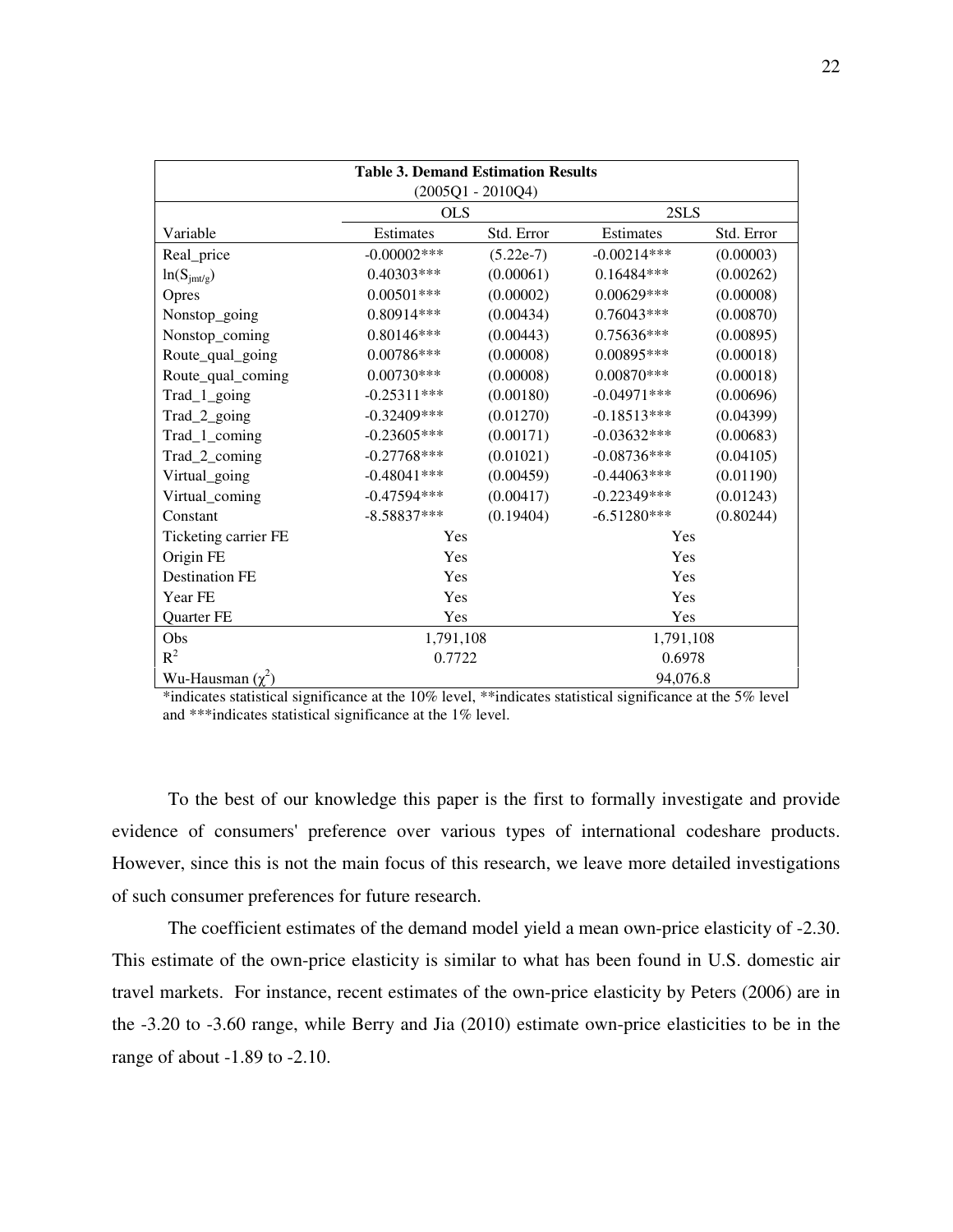| **Table 3. Demand Estimation Results** (2005Q1 - 2010Q4) | | | | |
|---|---|---|---|---|
| | OLS | | 2SLS | |
| Variable | Estimates | Std. Error | Estimates | Std. Error |
| Real_price | -0.00002*** | (5.22e-7) | -0.00214*** | (0.00003) |
| $\ln(S_{jmt/g})$ | 0.40303*** | (0.00061) | 0.16484*** | (0.00262) |
| Opres | 0.00501*** | (0.00002) | 0.00629*** | (0.00008) |
| Nonstop_going | 0.80914*** | (0.00434) | 0.76043*** | (0.00870) |
| Nonstop_coming | 0.80146*** | (0.00443) | 0.75636*** | (0.00895) |
| Route_qual_going | 0.00786*** | (0.00008) | 0.00895*** | (0.00018) |
| Route_qual_coming | 0.00730*** | (0.00008) | 0.00870*** | (0.00018) |
| Trad_1_going | -0.25311*** | (0.00180) | -0.04971*** | (0.00696) |
| Trad_2_going | -0.32409*** | (0.01270) | -0.18513*** | (0.04399) |
| Trad_1_coming | -0.23605*** | (0.00171) | -0.03632*** | (0.00683) |
| Trad_2_coming | -0.27768*** | (0.01021) | -0.08736*** | (0.04105) |
| Virtual_going | -0.48041*** | (0.00459) | -0.44063*** | (0.01190) |
| Virtual_coming | -0.47594*** | (0.00417) | -0.22349*** | (0.01243) |
| Constant | -8.58837*** | (0.19404) | -6.51280*** | (0.80244) |
| Ticketing carrier FE | Yes | | Yes | |
| Origin FE | Yes | | Yes | |
| Destination FE | Yes | | Yes | |
| Year FE | Yes | | Yes | |
| Quarter FE | Yes | | Yes | |
| Obs | 1,791,108 | | 1,791,108 | |
| $R^2$ | 0.7722 | | 0.6978 | |
| Wu-Hausman ($\chi^2$) | | | 94,076.8 | |

*indicates statistical significance at the 10% level, **indicates statistical significance at the 5% level and ***indicates statistical significance at the 1% level.

To the best of our knowledge this paper is the first to formally investigate and provide evidence of consumers' preference over various types of international codeshare products. However, since this is not the main focus of this research, we leave more detailed investigations of such consumer preferences for future research.

The coefficient estimates of the demand model yield a mean own-price elasticity of -2.30. This estimate of the own-price elasticity is similar to what has been found in U.S. domestic air travel markets. For instance, recent estimates of the own-price elasticity by Peters (2006) are in the -3.20 to -3.60 range, while Berry and Jia (2010) estimate own-price elasticities to be in the range of about -1.89 to -2.10.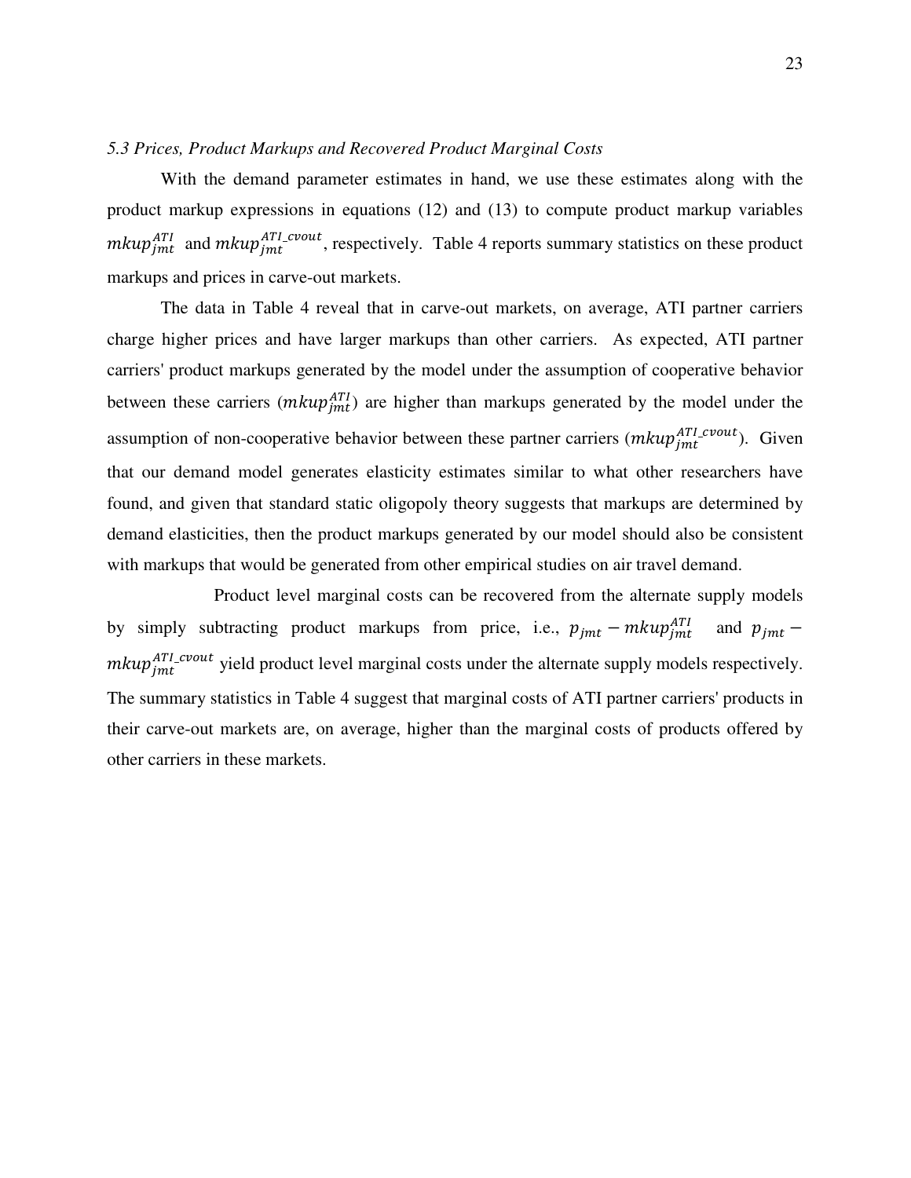*5.3 Prices, Product Markups and Recovered Product Marginal Costs*

With the demand parameter estimates in hand, we use these estimates along with the product markup expressions in equations (12) and (13) to compute product markup variables $mkup_{jmt}^{ATI}$ and $mkup_{jmt}^{ATI\_cvout}$, respectively. Table 4 reports summary statistics on these product markups and prices in carve-out markets.

The data in Table 4 reveal that in carve-out markets, on average, ATI partner carriers charge higher prices and have larger markups than other carriers. As expected, ATI partner carriers' product markups generated by the model under the assumption of cooperative behavior between these carriers ($mkup_{jmt}^{ATI}$) are higher than markups generated by the model under the assumption of non-cooperative behavior between these partner carriers ($mkup_{jmt}^{ATI\_cvout}$). Given that our demand model generates elasticity estimates similar to what other researchers have found, and given that standard static oligopoly theory suggests that markups are determined by demand elasticities, then the product markups generated by our model should also be consistent with markups that would be generated from other empirical studies on air travel demand.

Product level marginal costs can be recovered from the alternate supply models by simply subtracting product markups from price, i.e., $p_{jmt} - mkup_{jmt}^{ATI}$ and $p_{jmt} - mkup_{jmt}^{ATI\_cvout}$ yield product level marginal costs under the alternate supply models respectively. The summary statistics in Table 4 suggest that marginal costs of ATI partner carriers' products in their carve-out markets are, on average, higher than the marginal costs of products offered by other carriers in these markets.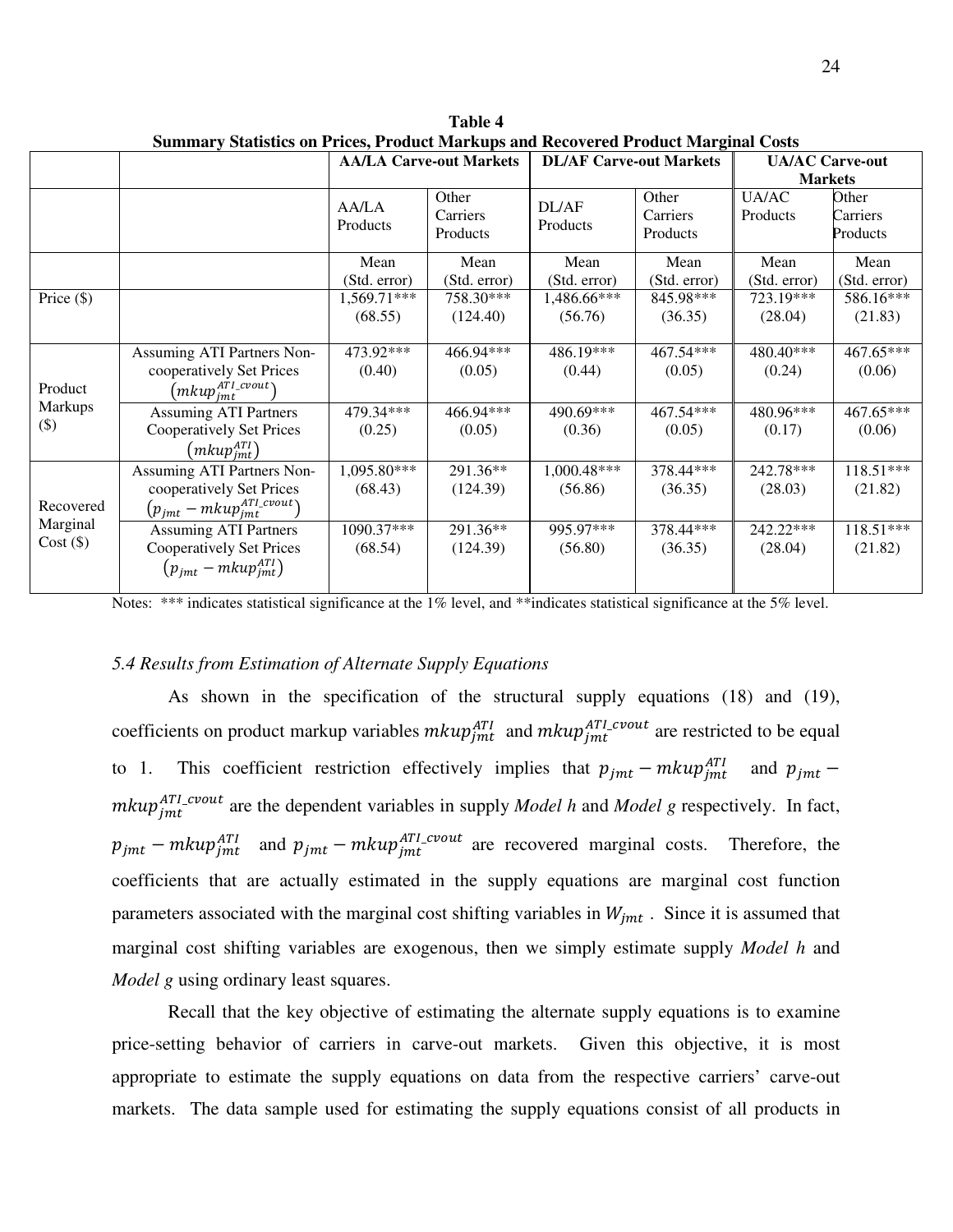**Table 4**
**Summary Statistics on Prices, Product Markups and Recovered Product Marginal Costs**

| | | AA/LA Carve-out Markets | | DL/AF Carve-out Markets | | UA/AC Carve-out Markets | |
|---|---|---|---|---|---|---|---|
| | | AA/LA Products | Other Carriers Products | DL/AF Products | Other Carriers Products | UA/AC Products | Other Carriers Products |
| | | Mean (Std. error) | Mean (Std. error) | Mean (Std. error) | Mean (Std. error) | Mean (Std. error) | Mean (Std. error) |
| Price ($) | | 1,569.71*** (68.55) | 758.30*** (124.40) | 1,486.66*** (56.76) | 845.98*** (36.35) | 723.19*** (28.04) | 586.16*** (21.83) |
| Product Markups ($) | Assuming ATI Partners Non-cooperatively Set Prices $\left(mkup_{jmt}^{ATI\_cvout}\right)$ | 473.92*** (0.40) | 466.94*** (0.05) | 486.19*** (0.44) | 467.54*** (0.05) | 480.40*** (0.24) | 467.65*** (0.06) |
| | Assuming ATI Partners Cooperatively Set Prices $\left(mkup_{jmt}^{ATI}\right)$ | 479.34*** (0.25) | 466.94*** (0.05) | 490.69*** (0.36) | 467.54*** (0.05) | 480.96*** (0.17) | 467.65*** (0.06) |
| Recovered Marginal Cost ($) | Assuming ATI Partners Non-cooperatively Set Prices $\left(p_{jmt} - mkup_{jmt}^{ATI\_cvout}\right)$ | 1,095.80*** (68.43) | 291.36** (124.39) | 1,000.48*** (56.86) | 378.44*** (36.35) | 242.78*** (28.03) | 118.51*** (21.82) |
| | Assuming ATI Partners Cooperatively Set Prices $\left(p_{jmt} - mkup_{jmt}^{ATI}\right)$ | 1090.37*** (68.54) | 291.36** (124.39) | 995.97*** (56.80) | 378.44*** (36.35) | 242.22*** (28.04) | 118.51*** (21.82) |

Notes: *** indicates statistical significance at the 1% level, and **indicates statistical significance at the 5% level.

### *5.4 Results from Estimation of Alternate Supply Equations*

As shown in the specification of the structural supply equations (18) and (19), coefficients on product markup variables $mkup_{jmt}^{ATI}$ and $mkup_{jmt}^{ATI\_cvout}$ are restricted to be equal to 1. This coefficient restriction effectively implies that $p_{jmt} - mkup_{jmt}^{ATI}$ and $p_{jmt} - mkup_{jmt}^{ATI\_cvout}$ are the dependent variables in supply *Model h* and *Model g* respectively. In fact, $p_{jmt} - mkup_{jmt}^{ATI}$ and $p_{jmt} - mkup_{jmt}^{ATI\_cvout}$ are recovered marginal costs. Therefore, the coefficients that are actually estimated in the supply equations are marginal cost function parameters associated with the marginal cost shifting variables in $W_{jmt}$. Since it is assumed that marginal cost shifting variables are exogenous, then we simply estimate supply *Model h* and *Model g* using ordinary least squares.

Recall that the key objective of estimating the alternate supply equations is to examine price-setting behavior of carriers in carve-out markets. Given this objective, it is most appropriate to estimate the supply equations on data from the respective carriers' carve-out markets. The data sample used for estimating the supply equations consist of all products in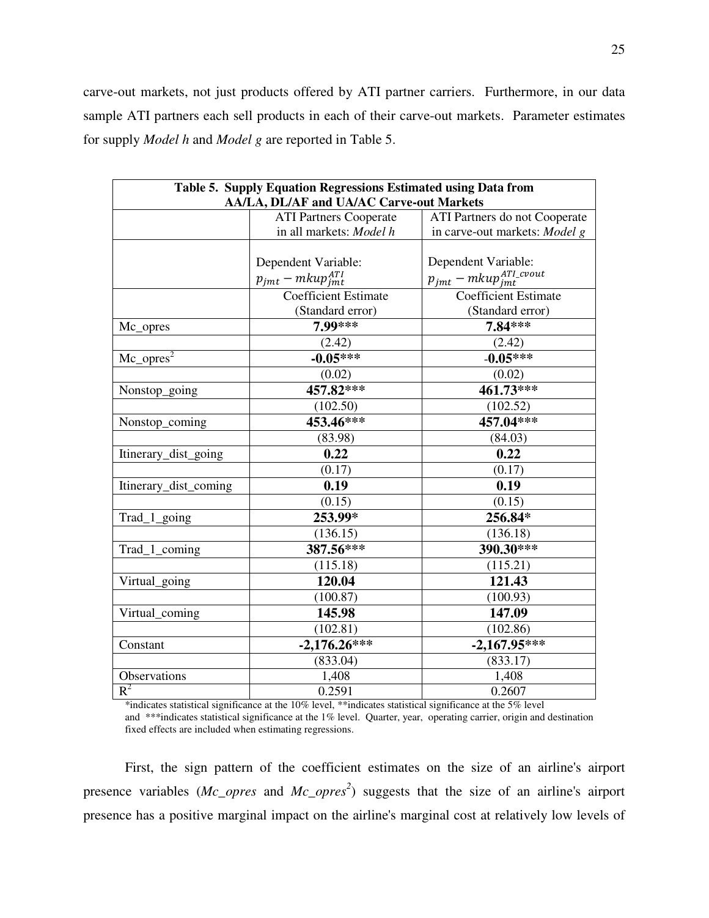carve-out markets, not just products offered by ATI partner carriers. Furthermore, in our data sample ATI partners each sell products in each of their carve-out markets. Parameter estimates for supply *Model h* and *Model g* are reported in Table 5.

| **Table 5. Supply Equation Regressions Estimated using Data from AA/LA, DL/AF and UA/AC Carve-out Markets** | | |
|---|---|---|
| | ATI Partners Cooperate in all markets: *Model h* | ATI Partners do not Cooperate in carve-out markets: *Model g* |
| | Dependent Variable: $p_{jmt} - mkup_{jmt}^{ATI}$ | Dependent Variable: $p_{jmt} - mkup_{jmt}^{ATI\_cvout}$ |
| | Coefficient Estimate (Standard error) | Coefficient Estimate (Standard error) |
| Mc_opres | **7.99\*\*\*** | **7.84\*\*\*** |
| | (2.42) | (2.42) |
| $\text{Mc\_opres}^2$ | **-0.05\*\*\*** | **-0.05\*\*\*** |
| | (0.02) | (0.02) |
| Nonstop_going | **457.82\*\*\*** | **461.73\*\*\*** |
| | (102.50) | (102.52) |
| Nonstop_coming | **453.46\*\*\*** | **457.04\*\*\*** |
| | (83.98) | (84.03) |
| Itinerary_dist_going | **0.22** | **0.22** |
| | (0.17) | (0.17) |
| Itinerary_dist_coming | **0.19** | **0.19** |
| | (0.15) | (0.15) |
| Trad_1_going | **253.99\*** | **256.84\*** |
| | (136.15) | (136.18) |
| Trad_1_coming | **387.56\*\*\*** | **390.30\*\*\*** |
| | (115.18) | (115.21) |
| Virtual_going | **120.04** | **121.43** |
| | (100.87) | (100.93) |
| Virtual_coming | **145.98** | **147.09** |
| | (102.81) | (102.86) |
| Constant | **-2,176.26\*\*\*** | **-2,167.95\*\*\*** |
| | (833.04) | (833.17) |
| Observations | 1,408 | 1,408 |
| $R^2$ | 0.2591 | 0.2607 |

*indicates statistical significance at the 10% level, **indicates statistical significance at the 5% level and ***indicates statistical significance at the 1% level. Quarter, year, operating carrier, origin and destination fixed effects are included when estimating regressions.

First, the sign pattern of the coefficient estimates on the size of an airline's airport presence variables (*Mc_opres* and $Mc\_opres^2$) suggests that the size of an airline's airport presence has a positive marginal impact on the airline's marginal cost at relatively low levels of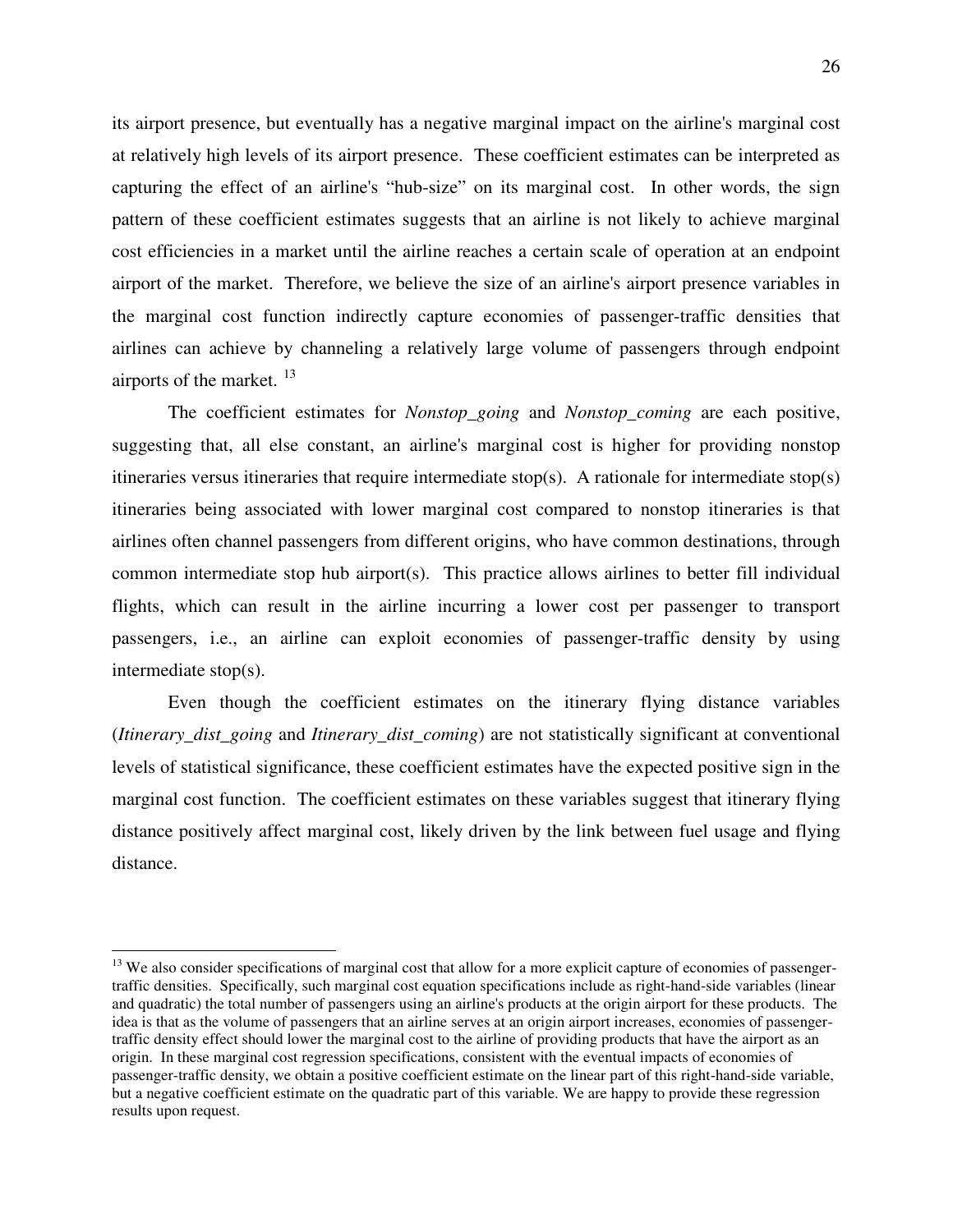its airport presence, but eventually has a negative marginal impact on the airline's marginal cost at relatively high levels of its airport presence. These coefficient estimates can be interpreted as capturing the effect of an airline's "hub-size" on its marginal cost. In other words, the sign pattern of these coefficient estimates suggests that an airline is not likely to achieve marginal cost efficiencies in a market until the airline reaches a certain scale of operation at an endpoint airport of the market. Therefore, we believe the size of an airline's airport presence variables in the marginal cost function indirectly capture economies of passenger-traffic densities that airlines can achieve by channeling a relatively large volume of passengers through endpoint airports of the market. [13]

The coefficient estimates for *Nonstop_going* and *Nonstop_coming* are each positive, suggesting that, all else constant, an airline's marginal cost is higher for providing nonstop itineraries versus itineraries that require intermediate stop(s). A rationale for intermediate stop(s) itineraries being associated with lower marginal cost compared to nonstop itineraries is that airlines often channel passengers from different origins, who have common destinations, through common intermediate stop hub airport(s). This practice allows airlines to better fill individual flights, which can result in the airline incurring a lower cost per passenger to transport passengers, i.e., an airline can exploit economies of passenger-traffic density by using intermediate stop(s).

Even though the coefficient estimates on the itinerary flying distance variables (*Itinerary_dist_going* and *Itinerary_dist_coming*) are not statistically significant at conventional levels of statistical significance, these coefficient estimates have the expected positive sign in the marginal cost function. The coefficient estimates on these variables suggest that itinerary flying distance positively affect marginal cost, likely driven by the link between fuel usage and flying distance.

---

[13] We also consider specifications of marginal cost that allow for a more explicit capture of economies of passenger-traffic densities. Specifically, such marginal cost equation specifications include as right-hand-side variables (linear and quadratic) the total number of passengers using an airline's products at the origin airport for these products. The idea is that as the volume of passengers that an airline serves at an origin airport increases, economies of passenger-traffic density effect should lower the marginal cost to the airline of providing products that have the airport as an origin. In these marginal cost regression specifications, consistent with the eventual impacts of economies of passenger-traffic density, we obtain a positive coefficient estimate on the linear part of this right-hand-side variable, but a negative coefficient estimate on the quadratic part of this variable. We are happy to provide these regression results upon request.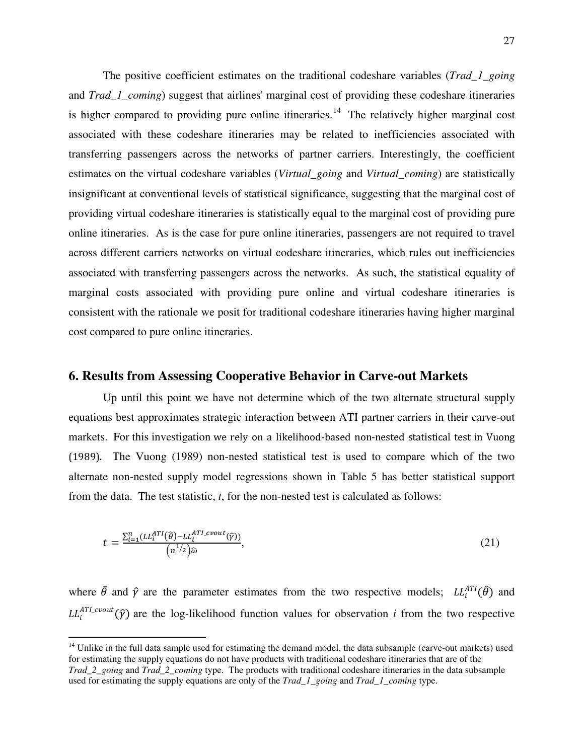The positive coefficient estimates on the traditional codeshare variables (*Trad_1_going* and *Trad_1_coming*) suggest that airlines' marginal cost of providing these codeshare itineraries is higher compared to providing pure online itineraries.[14] The relatively higher marginal cost associated with these codeshare itineraries may be related to inefficiencies associated with transferring passengers across the networks of partner carriers. Interestingly, the coefficient estimates on the virtual codeshare variables (*Virtual_going* and *Virtual_coming*) are statistically insignificant at conventional levels of statistical significance, suggesting that the marginal cost of providing virtual codeshare itineraries is statistically equal to the marginal cost of providing pure online itineraries. As is the case for pure online itineraries, passengers are not required to travel across different carriers networks on virtual codeshare itineraries, which rules out inefficiencies associated with transferring passengers across the networks. As such, the statistical equality of marginal costs associated with providing pure online and virtual codeshare itineraries is consistent with the rationale we posit for traditional codeshare itineraries having higher marginal cost compared to pure online itineraries.

## 6. Results from Assessing Cooperative Behavior in Carve-out Markets

Up until this point we have not determine which of the two alternate structural supply equations best approximates strategic interaction between ATI partner carriers in their carve-out markets. For this investigation we rely on a likelihood-based non-nested statistical test in Vuong (1989). The Vuong (1989) non-nested statistical test is used to compare which of the two alternate non-nested supply model regressions shown in Table 5 has better statistical support from the data. The test statistic, *t*, for the non-nested test is calculated as follows:

$$t = \frac{\sum_{i=1}^{n}\left(LL_i^{ATI}(\hat{\theta}) - LL_i^{ATI\_cvout}(\hat{\gamma})\right)}{\left(n^{1/2}\right)\widehat{\omega}}, \tag{21}$$

where $\hat{\theta}$ and $\hat{\gamma}$ are the parameter estimates from the two respective models; $LL_i^{ATI}(\hat{\theta})$ and $LL_i^{ATI\_cvout}(\hat{\gamma})$ are the log-likelihood function values for observation *i* from the two respective

[14] Unlike in the full data sample used for estimating the demand model, the data subsample (carve-out markets) used for estimating the supply equations do not have products with traditional codeshare itineraries that are of the *Trad_2_going* and *Trad_2_coming* type. The products with traditional codeshare itineraries in the data subsample used for estimating the supply equations are only of the *Trad_1_going* and *Trad_1_coming* type.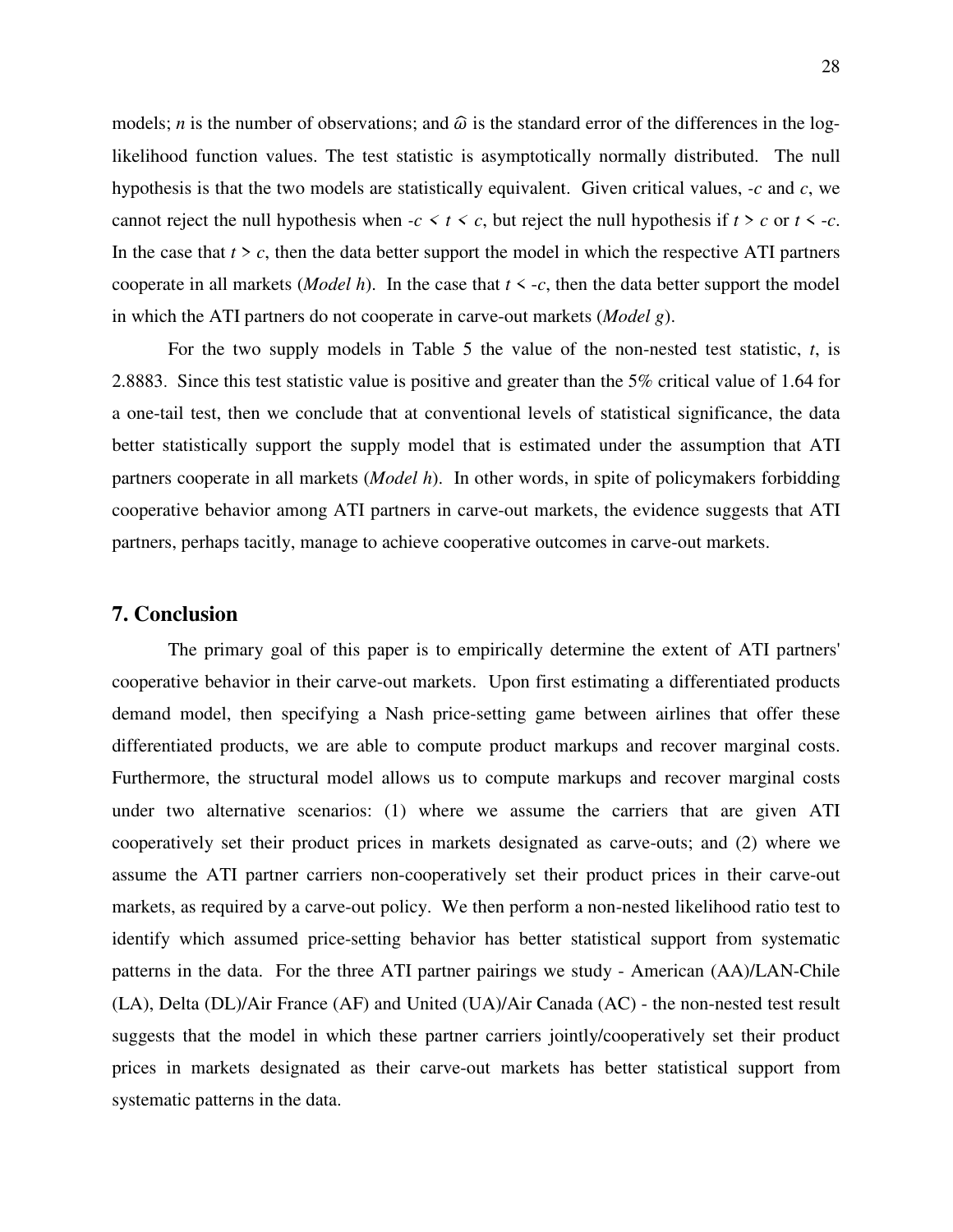models; $n$ is the number of observations; and $\hat{\omega}$ is the standard error of the differences in the log-likelihood function values. The test statistic is asymptotically normally distributed. The null hypothesis is that the two models are statistically equivalent. Given critical values, $-c$ and $c$, we cannot reject the null hypothesis when $-c < t < c$, but reject the null hypothesis if $t > c$ or $t < -c$. In the case that $t > c$, then the data better support the model in which the respective ATI partners cooperate in all markets (*Model h*). In the case that $t < -c$, then the data better support the model in which the ATI partners do not cooperate in carve-out markets (*Model g*).

For the two supply models in Table 5 the value of the non-nested test statistic, $t$, is 2.8883. Since this test statistic value is positive and greater than the 5% critical value of 1.64 for a one-tail test, then we conclude that at conventional levels of statistical significance, the data better statistically support the supply model that is estimated under the assumption that ATI partners cooperate in all markets (*Model h*). In other words, in spite of policymakers forbidding cooperative behavior among ATI partners in carve-out markets, the evidence suggests that ATI partners, perhaps tacitly, manage to achieve cooperative outcomes in carve-out markets.

## 7. Conclusion

The primary goal of this paper is to empirically determine the extent of ATI partners' cooperative behavior in their carve-out markets. Upon first estimating a differentiated products demand model, then specifying a Nash price-setting game between airlines that offer these differentiated products, we are able to compute product markups and recover marginal costs. Furthermore, the structural model allows us to compute markups and recover marginal costs under two alternative scenarios: (1) where we assume the carriers that are given ATI cooperatively set their product prices in markets designated as carve-outs; and (2) where we assume the ATI partner carriers non-cooperatively set their product prices in their carve-out markets, as required by a carve-out policy. We then perform a non-nested likelihood ratio test to identify which assumed price-setting behavior has better statistical support from systematic patterns in the data. For the three ATI partner pairings we study - American (AA)/LAN-Chile (LA), Delta (DL)/Air France (AF) and United (UA)/Air Canada (AC) - the non-nested test result suggests that the model in which these partner carriers jointly/cooperatively set their product prices in markets designated as their carve-out markets has better statistical support from systematic patterns in the data.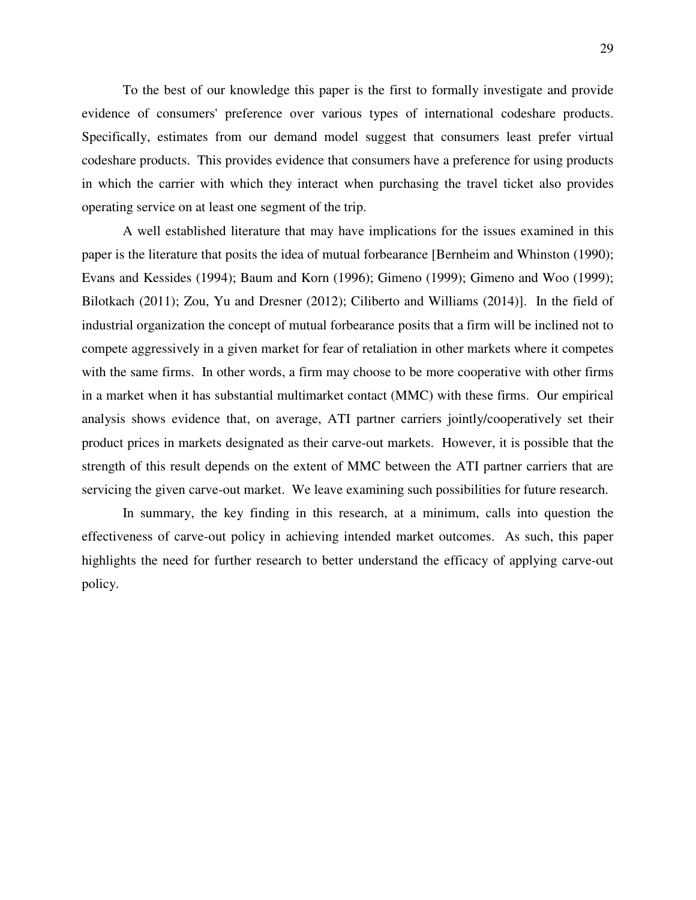To the best of our knowledge this paper is the first to formally investigate and provide evidence of consumers' preference over various types of international codeshare products. Specifically, estimates from our demand model suggest that consumers least prefer virtual codeshare products. This provides evidence that consumers have a preference for using products in which the carrier with which they interact when purchasing the travel ticket also provides operating service on at least one segment of the trip.

A well established literature that may have implications for the issues examined in this paper is the literature that posits the idea of mutual forbearance [Bernheim and Whinston (1990); Evans and Kessides (1994); Baum and Korn (1996); Gimeno (1999); Gimeno and Woo (1999); Bilotkach (2011); Zou, Yu and Dresner (2012); Ciliberto and Williams (2014)]. In the field of industrial organization the concept of mutual forbearance posits that a firm will be inclined not to compete aggressively in a given market for fear of retaliation in other markets where it competes with the same firms. In other words, a firm may choose to be more cooperative with other firms in a market when it has substantial multimarket contact (MMC) with these firms. Our empirical analysis shows evidence that, on average, ATI partner carriers jointly/cooperatively set their product prices in markets designated as their carve-out markets. However, it is possible that the strength of this result depends on the extent of MMC between the ATI partner carriers that are servicing the given carve-out market. We leave examining such possibilities for future research.

In summary, the key finding in this research, at a minimum, calls into question the effectiveness of carve-out policy in achieving intended market outcomes. As such, this paper highlights the need for further research to better understand the efficacy of applying carve-out policy.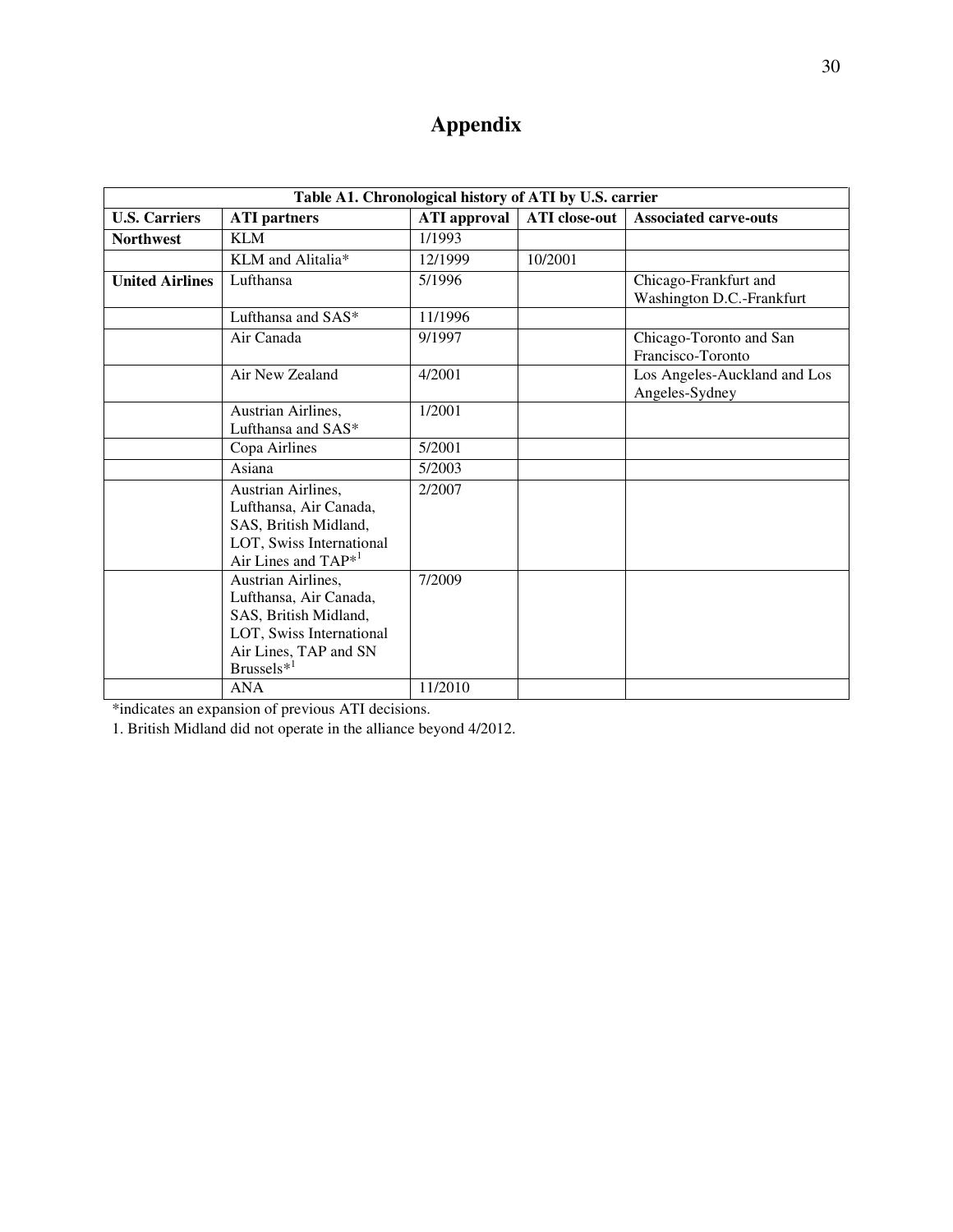# Appendix

| Table A1. Chronological history of ATI by U.S. carrier | | | | |
|---|---|---|---|---|
| **U.S. Carriers** | **ATI partners** | **ATI approval** | **ATI close-out** | **Associated carve-outs** |
| **Northwest** | KLM | 1/1993 | | |
| | KLM and Alitalia* | 12/1999 | 10/2001 | |
| **United Airlines** | Lufthansa | 5/1996 | | Chicago-Frankfurt and Washington D.C.-Frankfurt |
| | Lufthansa and SAS* | 11/1996 | | |
| | Air Canada | 9/1997 | | Chicago-Toronto and San Francisco-Toronto |
| | Air New Zealand | 4/2001 | | Los Angeles-Auckland and Los Angeles-Sydney |
| | Austrian Airlines, Lufthansa and SAS* | 1/2001 | | |
| | Copa Airlines | 5/2001 | | |
| | Asiana | 5/2003 | | |
| | Austrian Airlines, Lufthansa, Air Canada, SAS, British Midland, LOT, Swiss International Air Lines and TAP*[1] | 2/2007 | | |
| | Austrian Airlines, Lufthansa, Air Canada, SAS, British Midland, LOT, Swiss International Air Lines, TAP and SN Brussels*[1] | 7/2009 | | |
| | ANA | 11/2010 | | |

*indicates an expansion of previous ATI decisions.

1. British Midland did not operate in the alliance beyond 4/2012.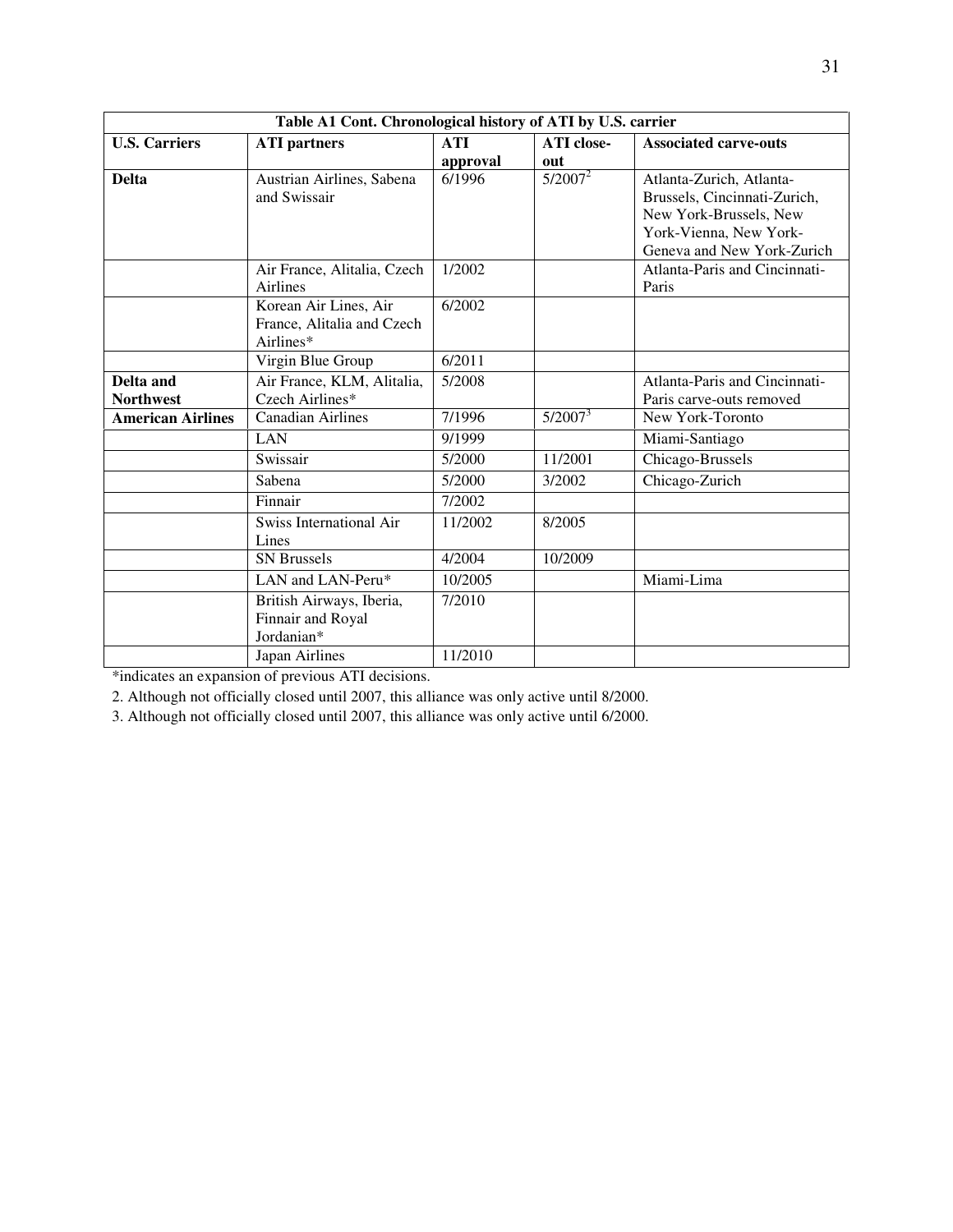| Table A1 Cont. Chronological history of ATI by U.S. carrier | | | | |
|---|---|---|---|---|
| **U.S. Carriers** | **ATI partners** | **ATI approval** | **ATI close-out** | **Associated carve-outs** |
| **Delta** | Austrian Airlines, Sabena and Swissair | 6/1996 | 5/2007[2] | Atlanta-Zurich, Atlanta-Brussels, Cincinnati-Zurich, New York-Brussels, New York-Vienna, New York-Geneva and New York-Zurich |
| | Air France, Alitalia, Czech Airlines | 1/2002 | | Atlanta-Paris and Cincinnati-Paris |
| | Korean Air Lines, Air France, Alitalia and Czech Airlines* | 6/2002 | | |
| | Virgin Blue Group | 6/2011 | | |
| **Delta and Northwest** | Air France, KLM, Alitalia, Czech Airlines* | 5/2008 | | Atlanta-Paris and Cincinnati-Paris carve-outs removed |
| **American Airlines** | Canadian Airlines | 7/1996 | 5/2007[3] | New York-Toronto |
| | LAN | 9/1999 | | Miami-Santiago |
| | Swissair | 5/2000 | 11/2001 | Chicago-Brussels |
| | Sabena | 5/2000 | 3/2002 | Chicago-Zurich |
| | Finnair | 7/2002 | | |
| | Swiss International Air Lines | 11/2002 | 8/2005 | |
| | SN Brussels | 4/2004 | 10/2009 | |
| | LAN and LAN-Peru* | 10/2005 | | Miami-Lima |
| | British Airways, Iberia, Finnair and Royal Jordanian* | 7/2010 | | |
| | Japan Airlines | 11/2010 | | |

*indicates an expansion of previous ATI decisions.

2. Although not officially closed until 2007, this alliance was only active until 8/2000.

3. Although not officially closed until 2007, this alliance was only active until 6/2000.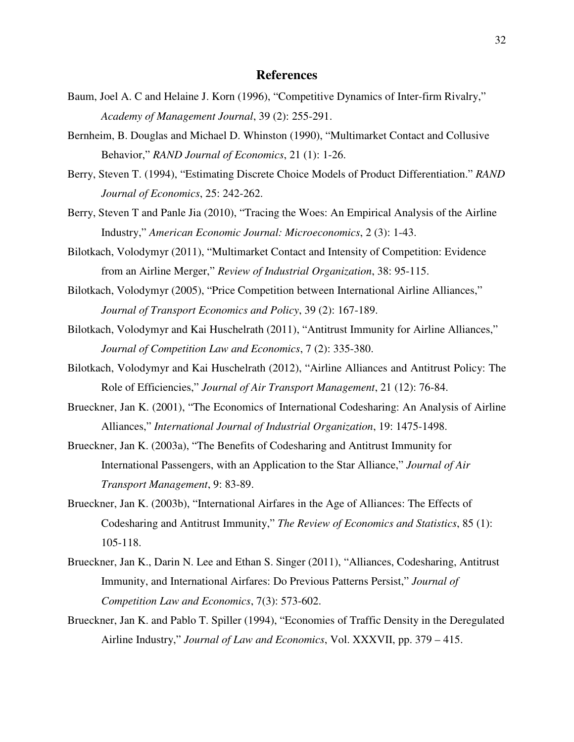## References

Baum, Joel A. C and Helaine J. Korn (1996), "Competitive Dynamics of Inter-firm Rivalry," *Academy of Management Journal*, 39 (2): 255-291.

Bernheim, B. Douglas and Michael D. Whinston (1990), "Multimarket Contact and Collusive Behavior," *RAND Journal of Economics*, 21 (1): 1-26.

Berry, Steven T. (1994), "Estimating Discrete Choice Models of Product Differentiation." *RAND Journal of Economics*, 25: 242-262.

Berry, Steven T and Panle Jia (2010), "Tracing the Woes: An Empirical Analysis of the Airline Industry," *American Economic Journal: Microeconomics*, 2 (3): 1-43.

Bilotkach, Volodymyr (2011), "Multimarket Contact and Intensity of Competition: Evidence from an Airline Merger," *Review of Industrial Organization*, 38: 95-115.

Bilotkach, Volodymyr (2005), "Price Competition between International Airline Alliances," *Journal of Transport Economics and Policy*, 39 (2): 167-189.

Bilotkach, Volodymyr and Kai Huschelrath (2011), "Antitrust Immunity for Airline Alliances," *Journal of Competition Law and Economics*, 7 (2): 335-380.

Bilotkach, Volodymyr and Kai Huschelrath (2012), "Airline Alliances and Antitrust Policy: The Role of Efficiencies," *Journal of Air Transport Management*, 21 (12): 76-84.

Brueckner, Jan K. (2001), "The Economics of International Codesharing: An Analysis of Airline Alliances," *International Journal of Industrial Organization*, 19: 1475-1498.

Brueckner, Jan K. (2003a), "The Benefits of Codesharing and Antitrust Immunity for International Passengers, with an Application to the Star Alliance," *Journal of Air Transport Management*, 9: 83-89.

Brueckner, Jan K. (2003b), "International Airfares in the Age of Alliances: The Effects of Codesharing and Antitrust Immunity," *The Review of Economics and Statistics*, 85 (1): 105-118.

Brueckner, Jan K., Darin N. Lee and Ethan S. Singer (2011), "Alliances, Codesharing, Antitrust Immunity, and International Airfares: Do Previous Patterns Persist," *Journal of Competition Law and Economics*, 7(3): 573-602.

Brueckner, Jan K. and Pablo T. Spiller (1994), "Economies of Traffic Density in the Deregulated Airline Industry," *Journal of Law and Economics*, Vol. XXXVII, pp. 379 – 415.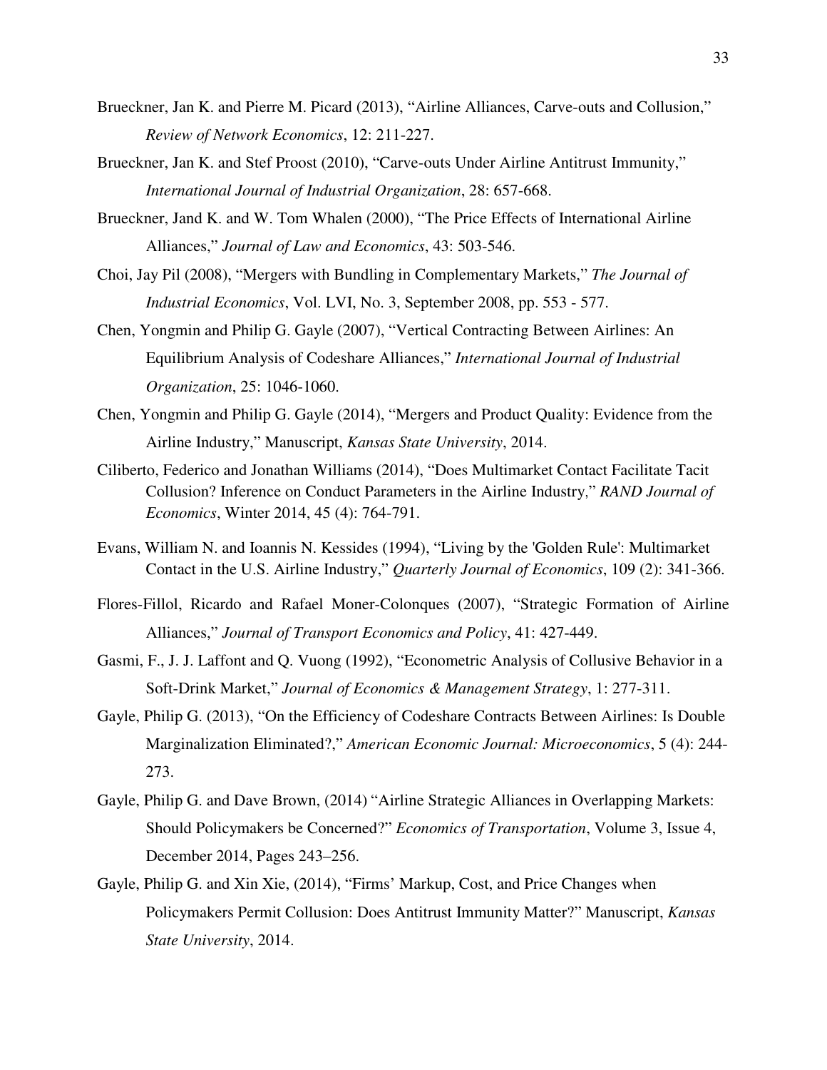Brueckner, Jan K. and Pierre M. Picard (2013), "Airline Alliances, Carve-outs and Collusion," *Review of Network Economics*, 12: 211-227.

Brueckner, Jan K. and Stef Proost (2010), "Carve-outs Under Airline Antitrust Immunity," *International Journal of Industrial Organization*, 28: 657-668.

Brueckner, Jand K. and W. Tom Whalen (2000), "The Price Effects of International Airline Alliances," *Journal of Law and Economics*, 43: 503-546.

Choi, Jay Pil (2008), "Mergers with Bundling in Complementary Markets," *The Journal of Industrial Economics*, Vol. LVI, No. 3, September 2008, pp. 553 - 577.

Chen, Yongmin and Philip G. Gayle (2007), "Vertical Contracting Between Airlines: An Equilibrium Analysis of Codeshare Alliances," *International Journal of Industrial Organization*, 25: 1046-1060.

Chen, Yongmin and Philip G. Gayle (2014), "Mergers and Product Quality: Evidence from the Airline Industry," Manuscript, *Kansas State University*, 2014.

Ciliberto, Federico and Jonathan Williams (2014), "Does Multimarket Contact Facilitate Tacit Collusion? Inference on Conduct Parameters in the Airline Industry," *RAND Journal of Economics*, Winter 2014, 45 (4): 764-791.

Evans, William N. and Ioannis N. Kessides (1994), "Living by the 'Golden Rule': Multimarket Contact in the U.S. Airline Industry," *Quarterly Journal of Economics*, 109 (2): 341-366.

Flores-Fillol, Ricardo and Rafael Moner-Colonques (2007), "Strategic Formation of Airline Alliances," *Journal of Transport Economics and Policy*, 41: 427-449.

Gasmi, F., J. J. Laffont and Q. Vuong (1992), "Econometric Analysis of Collusive Behavior in a Soft-Drink Market," *Journal of Economics & Management Strategy*, 1: 277-311.

Gayle, Philip G. (2013), "On the Efficiency of Codeshare Contracts Between Airlines: Is Double Marginalization Eliminated?," *American Economic Journal: Microeconomics*, 5 (4): 244-273.

Gayle, Philip G. and Dave Brown, (2014) "Airline Strategic Alliances in Overlapping Markets: Should Policymakers be Concerned?" *Economics of Transportation*, Volume 3, Issue 4, December 2014, Pages 243–256.

Gayle, Philip G. and Xin Xie, (2014), "Firms' Markup, Cost, and Price Changes when Policymakers Permit Collusion: Does Antitrust Immunity Matter?" Manuscript, *Kansas State University*, 2014.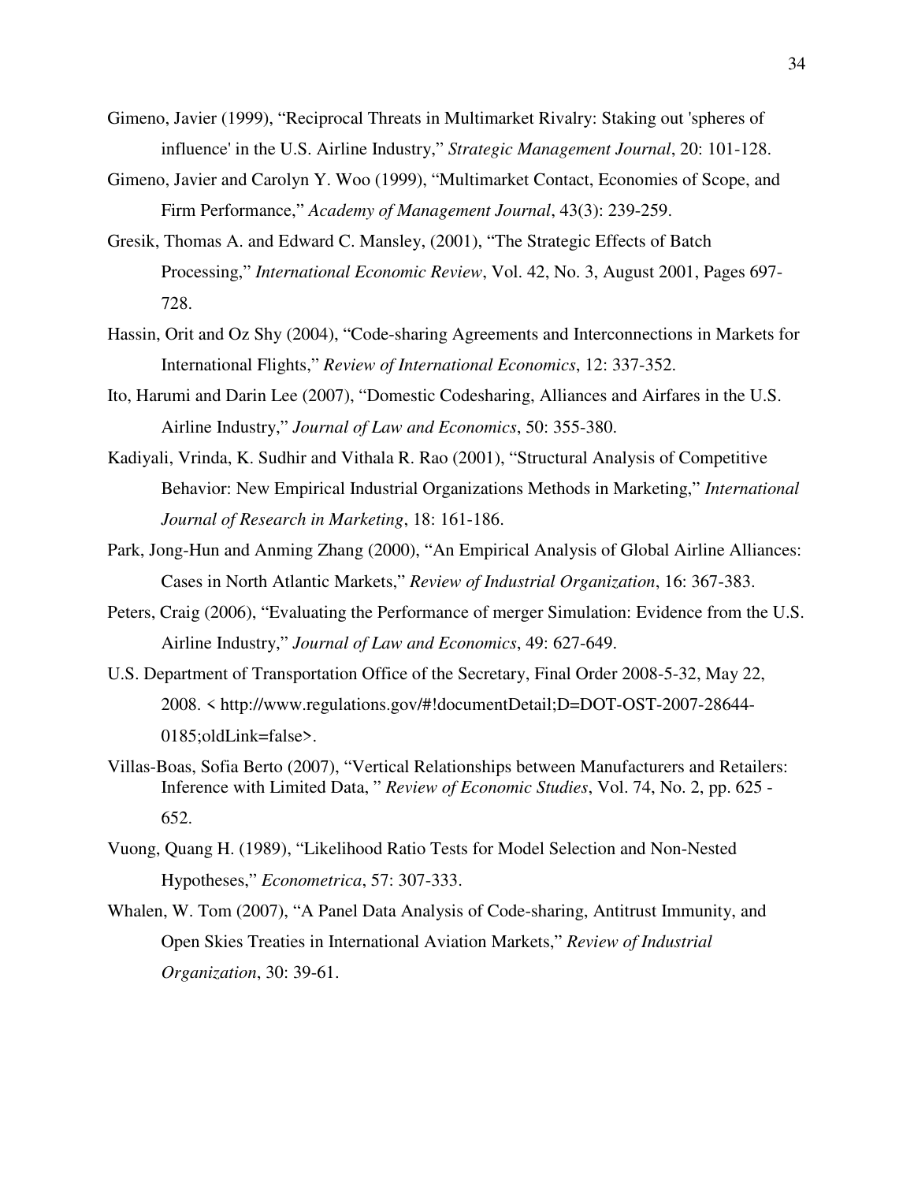Gimeno, Javier (1999), "Reciprocal Threats in Multimarket Rivalry: Staking out 'spheres of influence' in the U.S. Airline Industry," *Strategic Management Journal*, 20: 101-128.

Gimeno, Javier and Carolyn Y. Woo (1999), "Multimarket Contact, Economies of Scope, and Firm Performance," *Academy of Management Journal*, 43(3): 239-259.

Gresik, Thomas A. and Edward C. Mansley, (2001), "The Strategic Effects of Batch Processing," *International Economic Review*, Vol. 42, No. 3, August 2001, Pages 697-728.

Hassin, Orit and Oz Shy (2004), "Code-sharing Agreements and Interconnections in Markets for International Flights," *Review of International Economics*, 12: 337-352.

Ito, Harumi and Darin Lee (2007), "Domestic Codesharing, Alliances and Airfares in the U.S. Airline Industry," *Journal of Law and Economics*, 50: 355-380.

Kadiyali, Vrinda, K. Sudhir and Vithala R. Rao (2001), "Structural Analysis of Competitive Behavior: New Empirical Industrial Organizations Methods in Marketing," *International Journal of Research in Marketing*, 18: 161-186.

Park, Jong-Hun and Anming Zhang (2000), "An Empirical Analysis of Global Airline Alliances: Cases in North Atlantic Markets," *Review of Industrial Organization*, 16: 367-383.

Peters, Craig (2006), "Evaluating the Performance of merger Simulation: Evidence from the U.S. Airline Industry," *Journal of Law and Economics*, 49: 627-649.

U.S. Department of Transportation Office of the Secretary, Final Order 2008-5-32, May 22, 2008. < http://www.regulations.gov/#!documentDetail;D=DOT-OST-2007-28644-0185;oldLink=false>.

Villas-Boas, Sofia Berto (2007), "Vertical Relationships between Manufacturers and Retailers: Inference with Limited Data, " *Review of Economic Studies*, Vol. 74, No. 2, pp. 625 - 652.

Vuong, Quang H. (1989), "Likelihood Ratio Tests for Model Selection and Non-Nested Hypotheses," *Econometrica*, 57: 307-333.

Whalen, W. Tom (2007), "A Panel Data Analysis of Code-sharing, Antitrust Immunity, and Open Skies Treaties in International Aviation Markets," *Review of Industrial Organization*, 30: 39-61.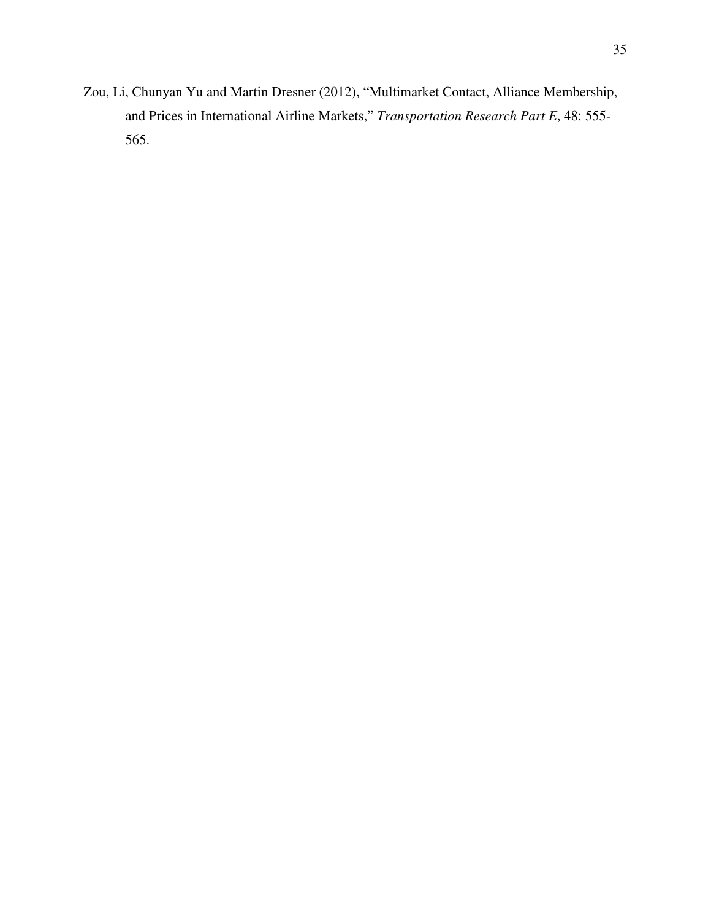Zou, Li, Chunyan Yu and Martin Dresner (2012), "Multimarket Contact, Alliance Membership, and Prices in International Airline Markets," *Transportation Research Part E*, 48: 555-565.